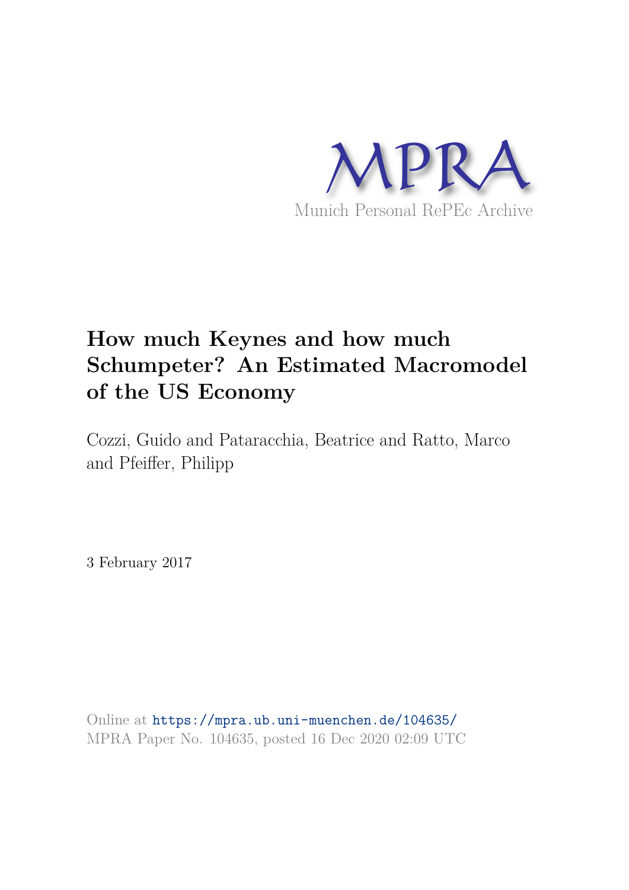MPRA

Munich Personal RePEc Archive

# How much Keynes and how much Schumpeter? An Estimated Macromodel of the US Economy

Cozzi, Guido and Pataracchia, Beatrice and Ratto, Marco and Pfeiffer, Philipp

3 February 2017

Online at https://mpra.ub.uni-muenchen.de/104635/
MPRA Paper No. 104635, posted 16 Dec 2020 02:09 UTC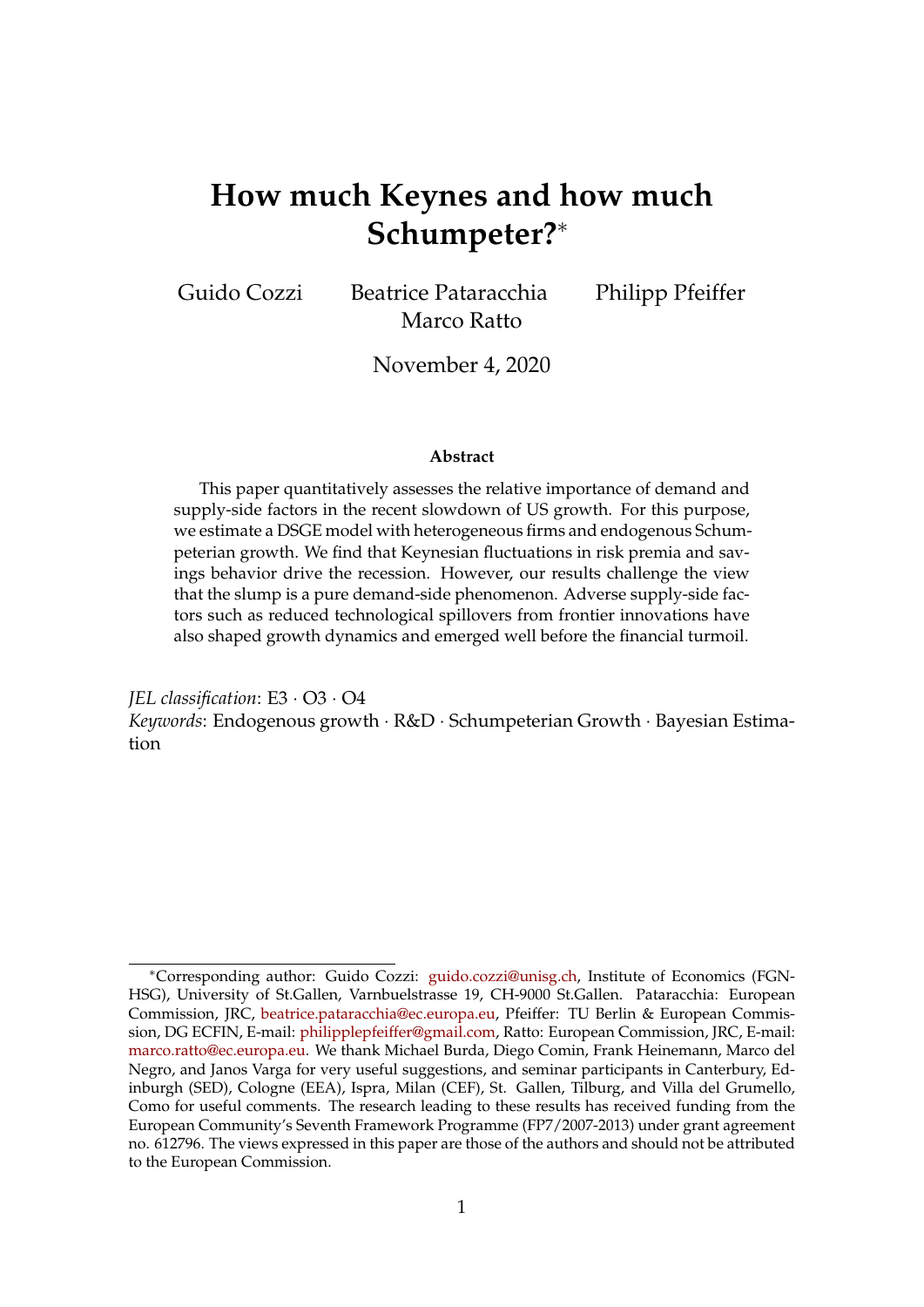# How much Keynes and how much Schumpeter?*

Guido Cozzi  Beatrice Pataracchia  Philipp Pfeiffer  
Marco Ratto

November 4, 2020

**Abstract**

This paper quantitatively assesses the relative importance of demand and supply-side factors in the recent slowdown of US growth. For this purpose, we estimate a DSGE model with heterogeneous firms and endogenous Schumpeterian growth. We find that Keynesian fluctuations in risk premia and savings behavior drive the recession. However, our results challenge the view that the slump is a pure demand-side phenomenon. Adverse supply-side factors such as reduced technological spillovers from frontier innovations have also shaped growth dynamics and emerged well before the financial turmoil.

*JEL classification*: E3 · O3 · O4  
*Keywords*: Endogenous growth · R&D · Schumpeterian Growth · Bayesian Estimation

---

*Corresponding author: Guido Cozzi: guido.cozzi@unisg.ch, Institute of Economics (FGN-HSG), University of St.Gallen, Varnbuelstrasse 19, CH-9000 St.Gallen. Pataracchia: European Commission, JRC, beatrice.pataracchia@ec.europa.eu, Pfeiffer: TU Berlin & European Commission, DG ECFIN, E-mail: philipplepfeiffer@gmail.com, Ratto: European Commission, JRC, E-mail: marco.ratto@ec.europa.eu. We thank Michael Burda, Diego Comin, Frank Heinemann, Marco del Negro, and Janos Varga for very useful suggestions, and seminar participants in Canterbury, Edinburgh (SED), Cologne (EEA), Ispra, Milan (CEF), St. Gallen, Tilburg, and Villa del Grumello, Como for useful comments. The research leading to these results has received funding from the European Community's Seventh Framework Programme (FP7/2007-2013) under grant agreement no. 612796. The views expressed in this paper are those of the authors and should not be attributed to the European Commission.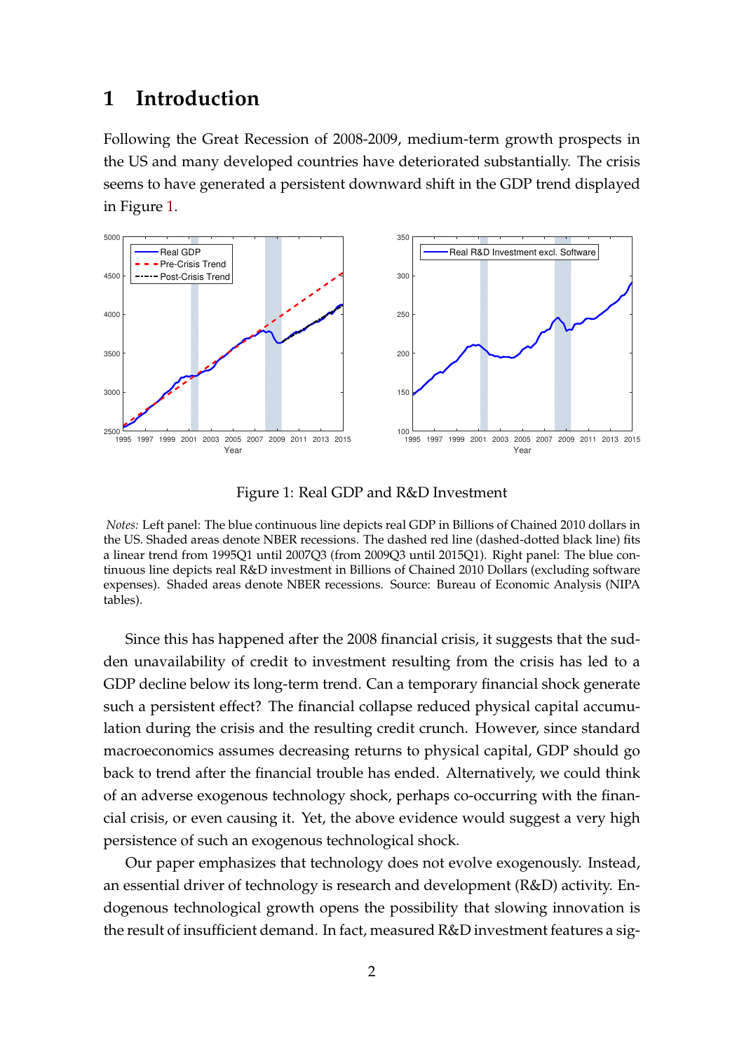# 1 Introduction

Following the Great Recession of 2008-2009, medium-term growth prospects in the US and many developed countries have deteriorated substantially. The crisis seems to have generated a persistent downward shift in the GDP trend displayed in Figure 1.

Figure 1: Real GDP and R&D Investment

*Notes:* Left panel: The blue continuous line depicts real GDP in Billions of Chained 2010 dollars in the US. Shaded areas denote NBER recessions. The dashed red line (dashed-dotted black line) fits a linear trend from 1995Q1 until 2007Q3 (from 2009Q3 until 2015Q1). Right panel: The blue continuous line depicts real R&D investment in Billions of Chained 2010 Dollars (excluding software expenses). Shaded areas denote NBER recessions. Source: Bureau of Economic Analysis (NIPA tables).

Since this has happened after the 2008 financial crisis, it suggests that the sudden unavailability of credit to investment resulting from the crisis has led to a GDP decline below its long-term trend. Can a temporary financial shock generate such a persistent effect? The financial collapse reduced physical capital accumulation during the crisis and the resulting credit crunch. However, since standard macroeconomics assumes decreasing returns to physical capital, GDP should go back to trend after the financial trouble has ended. Alternatively, we could think of an adverse exogenous technology shock, perhaps co-occurring with the financial crisis, or even causing it. Yet, the above evidence would suggest a very high persistence of such an exogenous technological shock.

Our paper emphasizes that technology does not evolve exogenously. Instead, an essential driver of technology is research and development (R&D) activity. Endogenous technological growth opens the possibility that slowing innovation is the result of insufficient demand. In fact, measured R&D investment features a sig-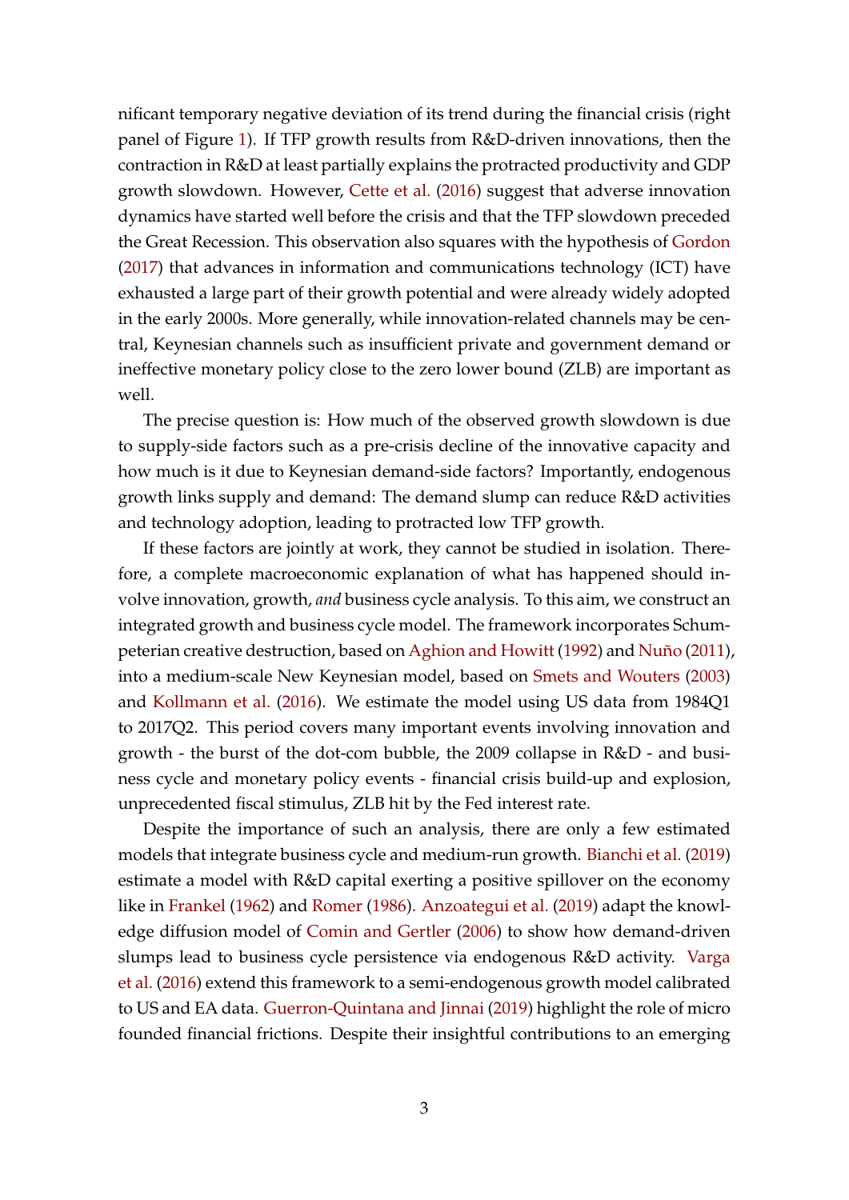nificant temporary negative deviation of its trend during the financial crisis (right panel of Figure 1). If TFP growth results from R&D-driven innovations, then the contraction in R&D at least partially explains the protracted productivity and GDP growth slowdown. However, Cette et al. (2016) suggest that adverse innovation dynamics have started well before the crisis and that the TFP slowdown preceded the Great Recession. This observation also squares with the hypothesis of Gordon (2017) that advances in information and communications technology (ICT) have exhausted a large part of their growth potential and were already widely adopted in the early 2000s. More generally, while innovation-related channels may be central, Keynesian channels such as insufficient private and government demand or ineffective monetary policy close to the zero lower bound (ZLB) are important as well.

The precise question is: How much of the observed growth slowdown is due to supply-side factors such as a pre-crisis decline of the innovative capacity and how much is it due to Keynesian demand-side factors? Importantly, endogenous growth links supply and demand: The demand slump can reduce R&D activities and technology adoption, leading to protracted low TFP growth.

If these factors are jointly at work, they cannot be studied in isolation. Therefore, a complete macroeconomic explanation of what has happened should involve innovation, growth, *and* business cycle analysis. To this aim, we construct an integrated growth and business cycle model. The framework incorporates Schumpeterian creative destruction, based on Aghion and Howitt (1992) and Nuño (2011), into a medium-scale New Keynesian model, based on Smets and Wouters (2003) and Kollmann et al. (2016). We estimate the model using US data from 1984Q1 to 2017Q2. This period covers many important events involving innovation and growth - the burst of the dot-com bubble, the 2009 collapse in R&D - and business cycle and monetary policy events - financial crisis build-up and explosion, unprecedented fiscal stimulus, ZLB hit by the Fed interest rate.

Despite the importance of such an analysis, there are only a few estimated models that integrate business cycle and medium-run growth. Bianchi et al. (2019) estimate a model with R&D capital exerting a positive spillover on the economy like in Frankel (1962) and Romer (1986). Anzoategui et al. (2019) adapt the knowledge diffusion model of Comin and Gertler (2006) to show how demand-driven slumps lead to business cycle persistence via endogenous R&D activity. Varga et al. (2016) extend this framework to a semi-endogenous growth model calibrated to US and EA data. Guerron-Quintana and Jinnai (2019) highlight the role of micro founded financial frictions. Despite their insightful contributions to an emerging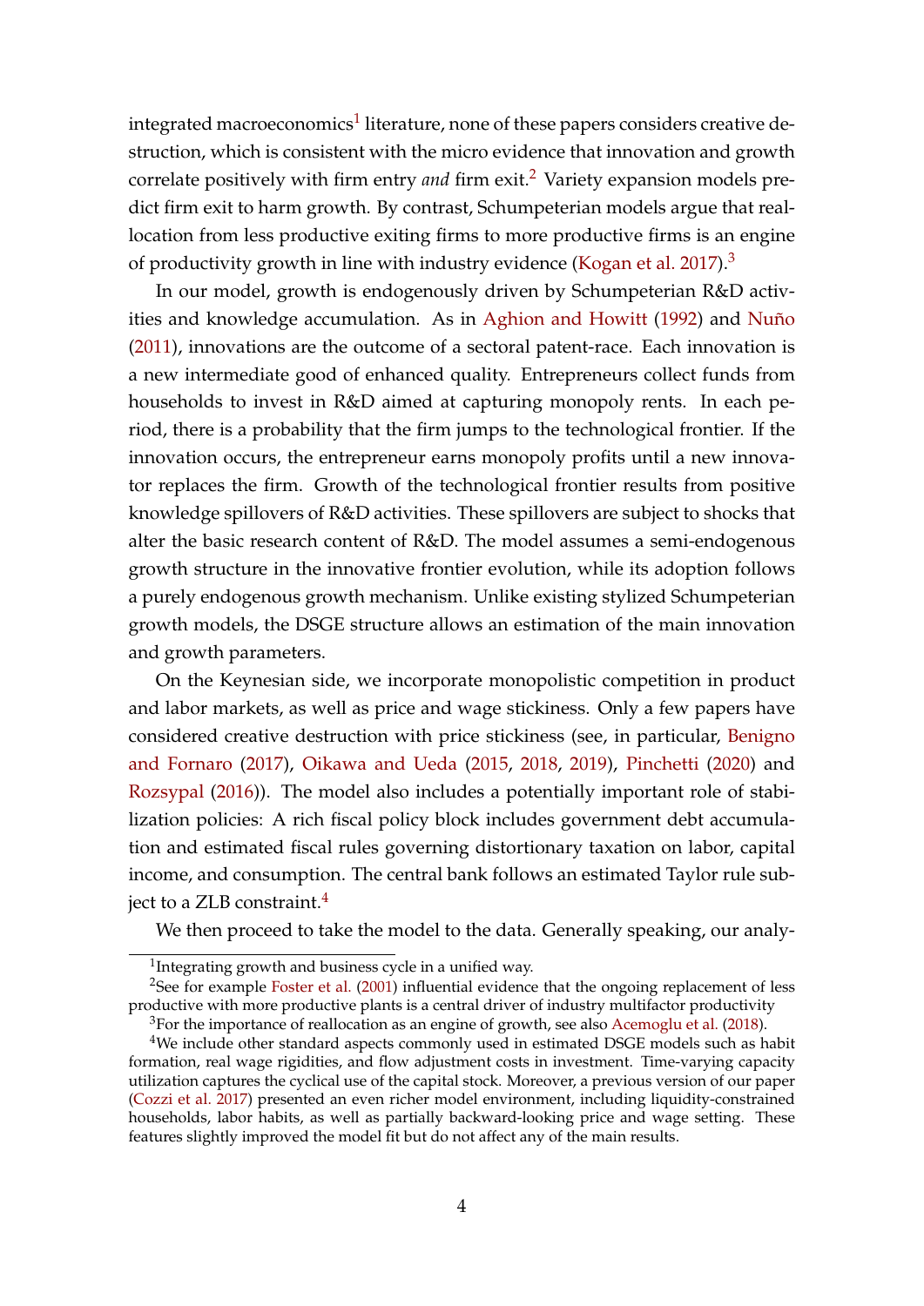integrated macroeconomics[1] literature, none of these papers considers creative destruction, which is consistent with the micro evidence that innovation and growth correlate positively with firm entry *and* firm exit.[2] Variety expansion models predict firm exit to harm growth. By contrast, Schumpeterian models argue that reallocation from less productive exiting firms to more productive firms is an engine of productivity growth in line with industry evidence (Kogan et al. 2017).[3]

In our model, growth is endogenously driven by Schumpeterian R&D activities and knowledge accumulation. As in Aghion and Howitt (1992) and Nuño (2011), innovations are the outcome of a sectoral patent-race. Each innovation is a new intermediate good of enhanced quality. Entrepreneurs collect funds from households to invest in R&D aimed at capturing monopoly rents. In each period, there is a probability that the firm jumps to the technological frontier. If the innovation occurs, the entrepreneur earns monopoly profits until a new innovator replaces the firm. Growth of the technological frontier results from positive knowledge spillovers of R&D activities. These spillovers are subject to shocks that alter the basic research content of R&D. The model assumes a semi-endogenous growth structure in the innovative frontier evolution, while its adoption follows a purely endogenous growth mechanism. Unlike existing stylized Schumpeterian growth models, the DSGE structure allows an estimation of the main innovation and growth parameters.

On the Keynesian side, we incorporate monopolistic competition in product and labor markets, as well as price and wage stickiness. Only a few papers have considered creative destruction with price stickiness (see, in particular, Benigno and Fornaro (2017), Oikawa and Ueda (2015, 2018, 2019), Pinchetti (2020) and Rozsypal (2016)). The model also includes a potentially important role of stabilization policies: A rich fiscal policy block includes government debt accumulation and estimated fiscal rules governing distortionary taxation on labor, capital income, and consumption. The central bank follows an estimated Taylor rule subject to a ZLB constraint.[4]

We then proceed to take the model to the data. Generally speaking, our analy-

---

[1] Integrating growth and business cycle in a unified way.

[2] See for example Foster et al. (2001) influential evidence that the ongoing replacement of less productive with more productive plants is a central driver of industry multifactor productivity

[3] For the importance of reallocation as an engine of growth, see also Acemoglu et al. (2018).

[4] We include other standard aspects commonly used in estimated DSGE models such as habit formation, real wage rigidities, and flow adjustment costs in investment. Time-varying capacity utilization captures the cyclical use of the capital stock. Moreover, a previous version of our paper (Cozzi et al. 2017) presented an even richer model environment, including liquidity-constrained households, labor habits, as well as partially backward-looking price and wage setting. These features slightly improved the model fit but do not affect any of the main results.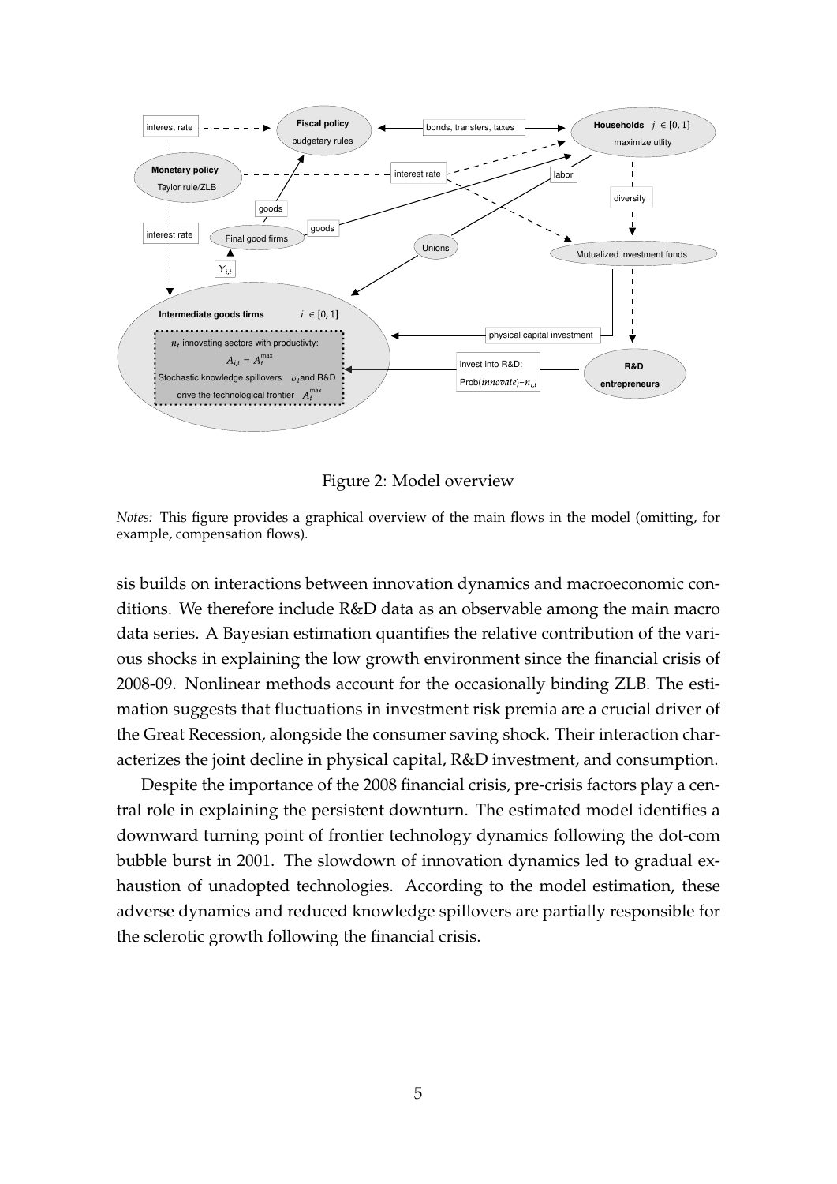Figure 2: Model overview

*Notes:* This figure provides a graphical overview of the main flows in the model (omitting, for example, compensation flows).

sis builds on interactions between innovation dynamics and macroeconomic conditions. We therefore include R&D data as an observable among the main macro data series. A Bayesian estimation quantifies the relative contribution of the various shocks in explaining the low growth environment since the financial crisis of 2008-09. Nonlinear methods account for the occasionally binding ZLB. The estimation suggests that fluctuations in investment risk premia are a crucial driver of the Great Recession, alongside the consumer saving shock. Their interaction characterizes the joint decline in physical capital, R&D investment, and consumption.

Despite the importance of the 2008 financial crisis, pre-crisis factors play a central role in explaining the persistent downturn. The estimated model identifies a downward turning point of frontier technology dynamics following the dot-com bubble burst in 2001. The slowdown of innovation dynamics led to gradual exhaustion of unadopted technologies. According to the model estimation, these adverse dynamics and reduced knowledge spillovers are partially responsible for the sclerotic growth following the financial crisis.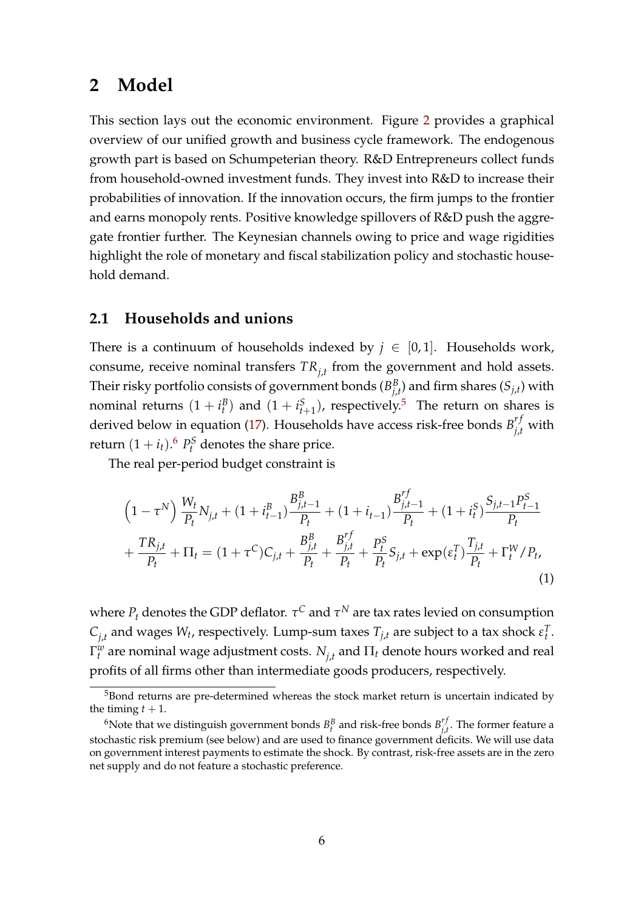# 2 Model

This section lays out the economic environment. Figure 2 provides a graphical overview of our unified growth and business cycle framework. The endogenous growth part is based on Schumpeterian theory. R&D Entrepreneurs collect funds from household-owned investment funds. They invest into R&D to increase their probabilities of innovation. If the innovation occurs, the firm jumps to the frontier and earns monopoly rents. Positive knowledge spillovers of R&D push the aggregate frontier further. The Keynesian channels owing to price and wage rigidities highlight the role of monetary and fiscal stabilization policy and stochastic household demand.

## 2.1 Households and unions

There is a continuum of households indexed by $j \in [0, 1]$. Households work, consume, receive nominal transfers $TR_{j,t}$ from the government and hold assets. Their risky portfolio consists of government bonds ($B^B_{j,t}$) and firm shares ($S_{j,t}$) with nominal returns $(1 + i^B_t)$ and $(1 + i^S_{t+1})$, respectively.[5] The return on shares is derived below in equation (17). Households have access risk-free bonds $B^{rf}_{j,t}$ with return $(1 + i_t)$.[6] $P^S_t$ denotes the share price.

The real per-period budget constraint is

$$
\begin{aligned}
&\left(1-\tau^N\right)\frac{W_t}{P_t}N_{j,t} + (1+i^B_{t-1})\frac{B^B_{j,t-1}}{P_t} + (1+i_{t-1})\frac{B^{rf}_{j,t-1}}{P_t} + (1+i^S_t)\frac{S_{j,t-1}P^S_{t-1}}{P_t} \\
&+ \frac{TR_{j,t}}{P_t} + \Pi_t = (1+\tau^C)C_{j,t} + \frac{B^B_{j,t}}{P_t} + \frac{B^{rf}_{j,t}}{P_t} + \frac{P^S_t}{P_t}S_{j,t} + \exp(\varepsilon^T_t)\frac{T_{j,t}}{P_t} + \Gamma^W_t/P_t,
\end{aligned}
\tag{1}
$$

where $P_t$ denotes the GDP deflator. $\tau^C$ and $\tau^N$ are tax rates levied on consumption $C_{j,t}$ and wages $W_t$, respectively. Lump-sum taxes $T_{j,t}$ are subject to a tax shock $\varepsilon^T_t$. $\Gamma^w_t$ are nominal wage adjustment costs. $N_{j,t}$ and $\Pi_t$ denote hours worked and real profits of all firms other than intermediate goods producers, respectively.

[5] Bond returns are pre-determined whereas the stock market return is uncertain indicated by the timing $t + 1$.

[6] Note that we distinguish government bonds $B^B_t$ and risk-free bonds $B^{rf}_{j,t}$. The former feature a stochastic risk premium (see below) and are used to finance government deficits. We will use data on government interest payments to estimate the shock. By contrast, risk-free assets are in the zero net supply and do not feature a stochastic preference.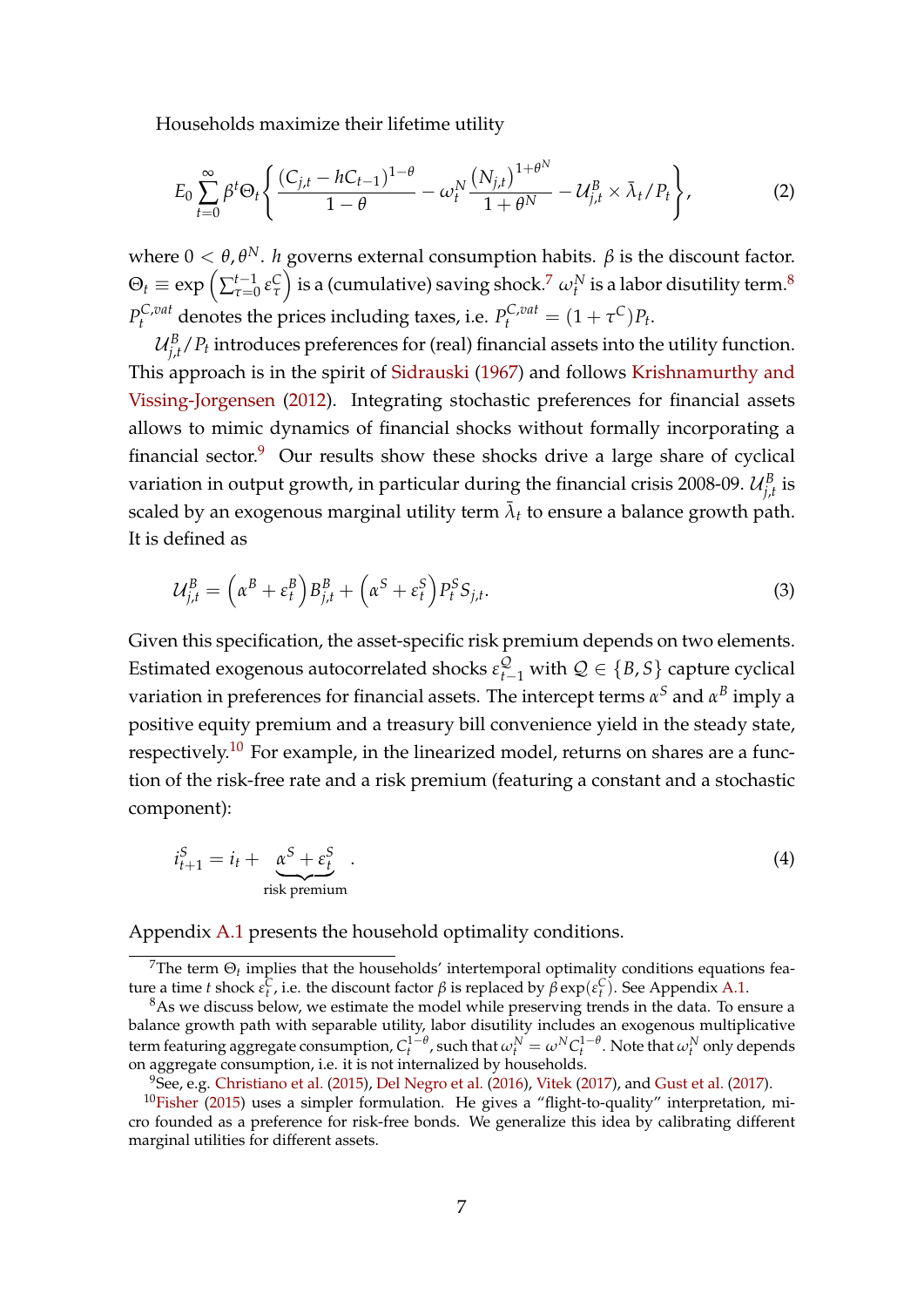Households maximize their lifetime utility

$$E_0 \sum_{t=0}^{\infty} \beta^t \Theta_t \left\{ \frac{(C_{j,t} - hC_{t-1})^{1-\theta}}{1-\theta} - \omega_t^N \frac{(N_{j,t})^{1+\theta^N}}{1+\theta^N} - \mathcal{U}_{j,t}^B \times \bar{\lambda}_t / P_t \right\}, \tag{2}$$

where $0 < \theta, \theta^N$. $h$ governs external consumption habits. $\beta$ is the discount factor. $\Theta_t \equiv \exp\left(\sum_{\tau=0}^{t-1} \varepsilon_\tau^C\right)$ is a (cumulative) saving shock.[7] $\omega_t^N$ is a labor disutility term.[8] $P_t^{C,vat}$ denotes the prices including taxes, i.e. $P_t^{C,vat} = (1+\tau^C)P_t$.

$\mathcal{U}_{j,t}^B / P_t$ introduces preferences for (real) financial assets into the utility function. This approach is in the spirit of Sidrauski (1967) and follows Krishnamurthy and Vissing-Jorgensen (2012). Integrating stochastic preferences for financial assets allows to mimic dynamics of financial shocks without formally incorporating a financial sector.[9] Our results show these shocks drive a large share of cyclical variation in output growth, in particular during the financial crisis 2008-09. $\mathcal{U}_{j,t}^B$ is scaled by an exogenous marginal utility term $\bar{\lambda}_t$ to ensure a balance growth path. It is defined as

$$\mathcal{U}_{j,t}^B = \left(\alpha^B + \varepsilon_t^B\right) B_{j,t}^B + \left(\alpha^S + \varepsilon_t^S\right) P_t^S S_{j,t}. \tag{3}$$

Given this specification, the asset-specific risk premium depends on two elements. Estimated exogenous autocorrelated shocks $\varepsilon_{t-1}^{\mathcal{Q}}$ with $\mathcal{Q} \in \{B, S\}$ capture cyclical variation in preferences for financial assets. The intercept terms $\alpha^S$ and $\alpha^B$ imply a positive equity premium and a treasury bill convenience yield in the steady state, respectively.[10] For example, in the linearized model, returns on shares are a function of the risk-free rate and a risk premium (featuring a constant and a stochastic component):

$$i_{t+1}^S = i_t + \underbrace{\alpha^S + \varepsilon_t^S}_{\text{risk premium}}. \tag{4}$$

Appendix A.1 presents the household optimality conditions.

---

[7] The term $\Theta_t$ implies that the households' intertemporal optimality conditions equations feature a time $t$ shock $\varepsilon_t^C$, i.e. the discount factor $\beta$ is replaced by $\beta \exp(\varepsilon_t^C)$. See Appendix A.1.

[8] As we discuss below, we estimate the model while preserving trends in the data. To ensure a balance growth path with separable utility, labor disutility includes an exogenous multiplicative term featuring aggregate consumption, $C_t^{1-\theta}$, such that $\omega_t^N = \omega^N C_t^{1-\theta}$. Note that $\omega_t^N$ only depends on aggregate consumption, i.e. it is not internalized by households.

[9] See, e.g. Christiano et al. (2015), Del Negro et al. (2016), Vitek (2017), and Gust et al. (2017).

[10] Fisher (2015) uses a simpler formulation. He gives a "flight-to-quality" interpretation, micro founded as a preference for risk-free bonds. We generalize this idea by calibrating different marginal utilities for different assets.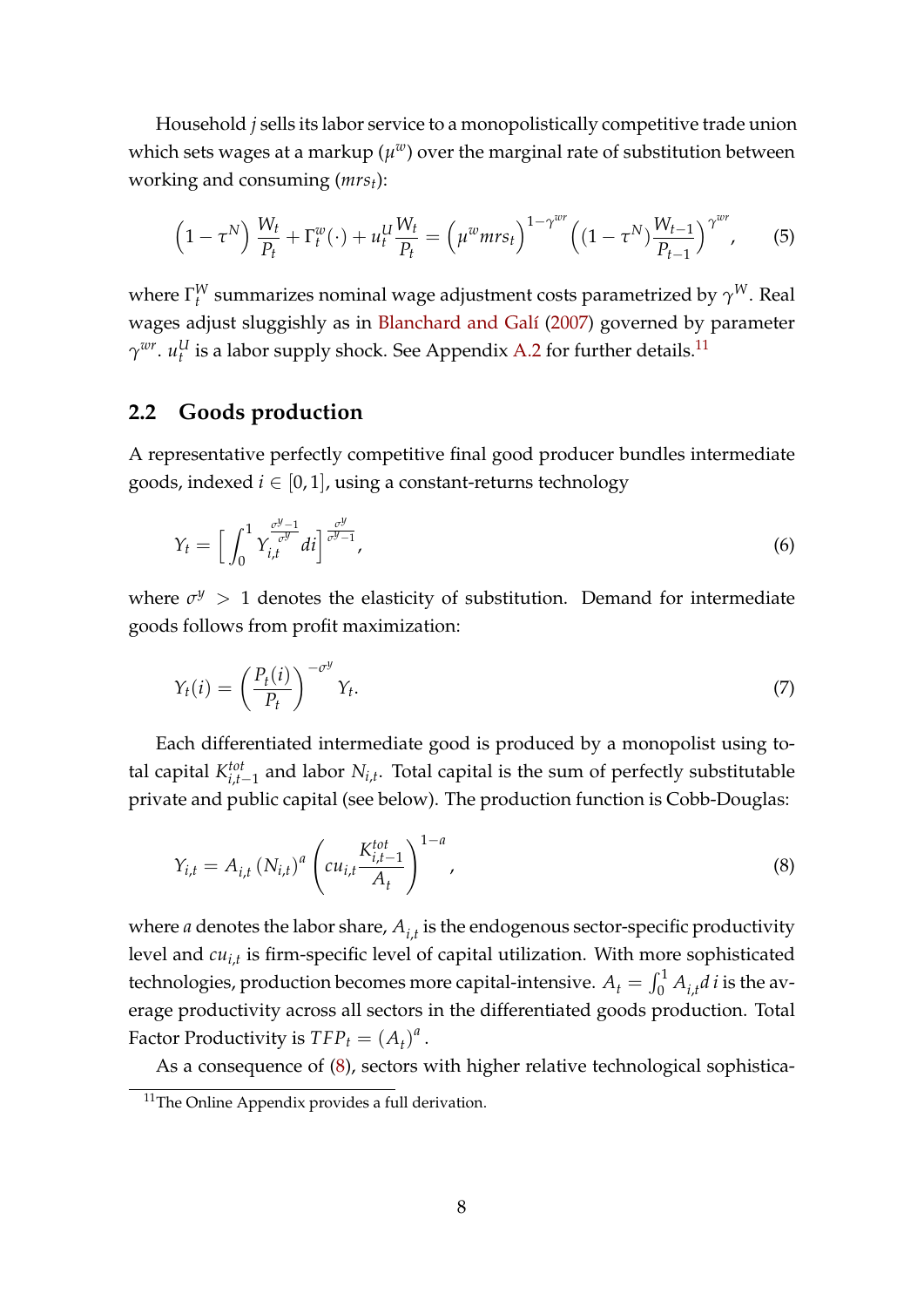Household $j$ sells its labor service to a monopolistically competitive trade union which sets wages at a markup ($\mu^w$) over the marginal rate of substitution between working and consuming ($mrs_t$):

$$\left(1-\tau^N\right)\frac{W_t}{P_t}+\Gamma_t^w(\cdot)+u_t^U\frac{W_t}{P_t}=\left(\mu^w mrs_t\right)^{1-\gamma^{wr}}\left((1-\tau^N)\frac{W_{t-1}}{P_{t-1}}\right)^{\gamma^{wr}}, \tag{5}$$

where $\Gamma_t^W$ summarizes nominal wage adjustment costs parametrized by $\gamma^W$. Real wages adjust sluggishly as in Blanchard and Galí (2007) governed by parameter $\gamma^{wr}$. $u_t^U$ is a labor supply shock. See Appendix A.2 for further details.[11]

## 2.2 Goods production

A representative perfectly competitive final good producer bundles intermediate goods, indexed $i \in [0,1]$, using a constant-returns technology

$$Y_t=\left[\int_0^1 Y_{i,t}^{\frac{\sigma^y-1}{\sigma^y}}di\right]^{\frac{\sigma^y}{\sigma^y-1}}, \tag{6}$$

where $\sigma^y > 1$ denotes the elasticity of substitution. Demand for intermediate goods follows from profit maximization:

$$Y_t(i)=\left(\frac{P_t(i)}{P_t}\right)^{-\sigma^y}Y_t. \tag{7}$$

Each differentiated intermediate good is produced by a monopolist using total capital $K_{i,t-1}^{tot}$ and labor $N_{i,t}$. Total capital is the sum of perfectly substitutable private and public capital (see below). The production function is Cobb-Douglas:

$$Y_{i,t}=A_{i,t}\left(N_{i,t}\right)^a\left(cu_{i,t}\frac{K_{i,t-1}^{tot}}{A_t}\right)^{1-a}, \tag{8}$$

where $a$ denotes the labor share, $A_{i,t}$ is the endogenous sector-specific productivity level and $cu_{i,t}$ is firm-specific level of capital utilization. With more sophisticated technologies, production becomes more capital-intensive. $A_t=\int_0^1 A_{i,t}d\,i$ is the average productivity across all sectors in the differentiated goods production. Total Factor Productivity is $TFP_t=\left(A_t\right)^a$.

As a consequence of (8), sectors with higher relative technological sophistica-

[11] The Online Appendix provides a full derivation.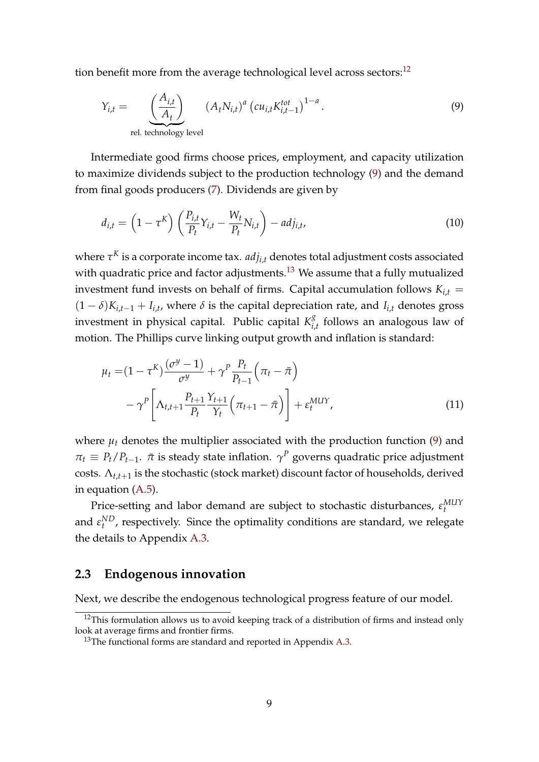tion benefit more from the average technological level across sectors:[12]

$$
Y_{i,t} = \underbrace{\left(\frac{A_{i,t}}{A_t}\right)}_{\text{rel. technology level}} \left(A_t N_{i,t}\right)^a \left(cu_{i,t} K^{tot}_{i,t-1}\right)^{1-a}. \tag{9}
$$

Intermediate good firms choose prices, employment, and capacity utilization to maximize dividends subject to the production technology (9) and the demand from final goods producers (7). Dividends are given by

$$
d_{i,t} = \left(1 - \tau^K\right)\left(\frac{P_{i,t}}{P_t} Y_{i,t} - \frac{W_t}{P_t} N_{i,t}\right) - adj_{i,t}, \tag{10}
$$

where $\tau^K$ is a corporate income tax. $adj_{i,t}$ denotes total adjustment costs associated with quadratic price and factor adjustments.[13] We assume that a fully mutualized investment fund invests on behalf of firms. Capital accumulation follows $K_{i,t} = (1-\delta)K_{i,t-1} + I_{i,t}$, where $\delta$ is the capital depreciation rate, and $I_{i,t}$ denotes gross investment in physical capital. Public capital $K^g_{i,t}$ follows an analogous law of motion. The Phillips curve linking output growth and inflation is standard:

$$
\begin{aligned}
\mu_t =& (1-\tau^K)\frac{(\sigma^y - 1)}{\sigma^y} + \gamma^P \frac{P_t}{P_{t-1}}\left(\pi_t - \bar{\pi}\right) \\
& - \gamma^P\left[\Lambda_{t,t+1}\frac{P_{t+1}}{P_t}\frac{Y_{t+1}}{Y_t}\left(\pi_{t+1} - \bar{\pi}\right)\right] + \varepsilon^{MUY}_t,
\end{aligned} \tag{11}
$$

where $\mu_t$ denotes the multiplier associated with the production function (9) and $\pi_t \equiv P_t/P_{t-1}$. $\bar{\pi}$ is steady state inflation. $\gamma^P$ governs quadratic price adjustment costs. $\Lambda_{t,t+1}$ is the stochastic (stock market) discount factor of households, derived in equation (A.5).

Price-setting and labor demand are subject to stochastic disturbances, $\varepsilon^{MUY}_t$ and $\varepsilon^{ND}_t$, respectively. Since the optimality conditions are standard, we relegate the details to Appendix A.3.

## 2.3 Endogenous innovation

Next, we describe the endogenous technological progress feature of our model.

---

[12] This formulation allows us to avoid keeping track of a distribution of firms and instead only look at average firms and frontier firms.

[13] The functional forms are standard and reported in Appendix A.3.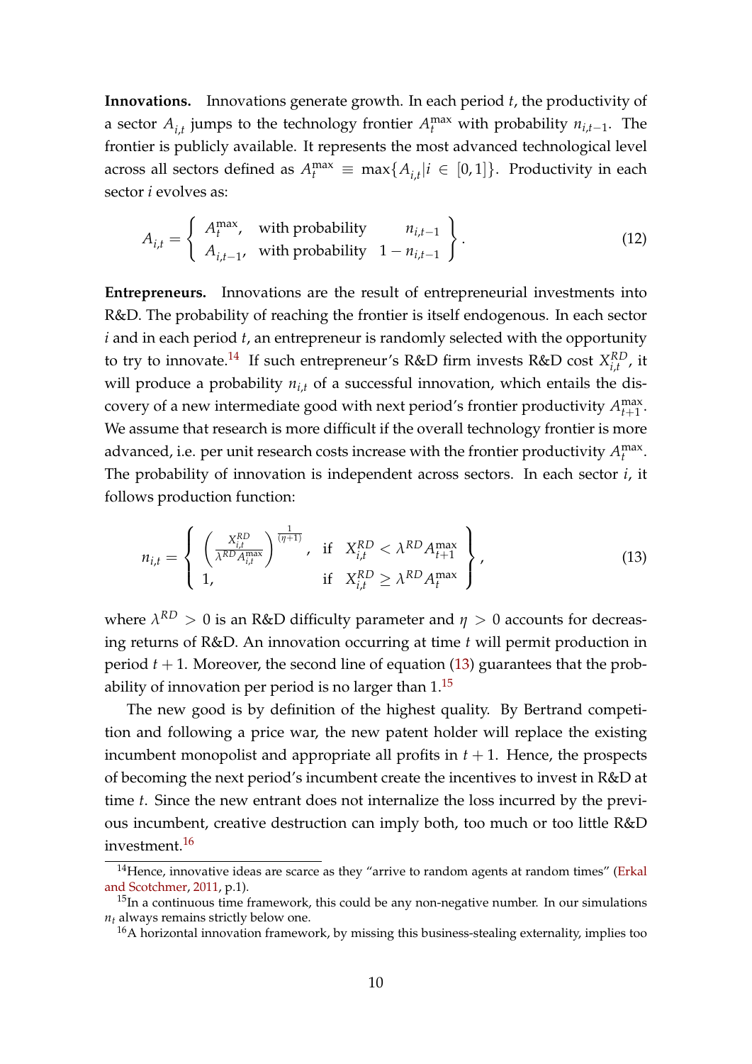**Innovations.** Innovations generate growth. In each period $t$, the productivity of a sector $A_{i,t}$ jumps to the technology frontier $A_t^{\max}$ with probability $n_{i,t-1}$. The frontier is publicly available. It represents the most advanced technological level across all sectors defined as $A_t^{\max} \equiv \max\{A_{i,t} | i \in [0,1]\}$. Productivity in each sector $i$ evolves as:

$$A_{i,t} = \left\{ \begin{array}{lll} A_t^{\max}, & \text{with probability} & n_{i,t-1} \\ A_{i,t-1}, & \text{with probability} & 1 - n_{i,t-1} \end{array} \right\}. \tag{12}$$

**Entrepreneurs.** Innovations are the result of entrepreneurial investments into R&D. The probability of reaching the frontier is itself endogenous. In each sector $i$ and in each period $t$, an entrepreneur is randomly selected with the opportunity to try to innovate.[14] If such entrepreneur's R&D firm invests R&D cost $X_{i,t}^{RD}$, it will produce a probability $n_{i,t}$ of a successful innovation, which entails the discovery of a new intermediate good with next period's frontier productivity $A_{t+1}^{\max}$. We assume that research is more difficult if the overall technology frontier is more advanced, i.e. per unit research costs increase with the frontier productivity $A_t^{\max}$. The probability of innovation is independent across sectors. In each sector $i$, it follows production function:

$$n_{i,t} = \left\{ \begin{array}{ll} \left( \frac{X_{i,t}^{RD}}{\lambda^{RD} A_{i,t}^{\max}} \right)^{\frac{1}{(\eta+1)}}, & \text{if} \quad X_{i,t}^{RD} < \lambda^{RD} A_{t+1}^{\max} \\ 1, & \text{if} \quad X_{i,t}^{RD} \geq \lambda^{RD} A_t^{\max} \end{array} \right\}, \tag{13}$$

where $\lambda^{RD} > 0$ is an R&D difficulty parameter and $\eta > 0$ accounts for decreasing returns of R&D. An innovation occurring at time $t$ will permit production in period $t+1$. Moreover, the second line of equation (13) guarantees that the probability of innovation per period is no larger than 1.[15]

The new good is by definition of the highest quality. By Bertrand competition and following a price war, the new patent holder will replace the existing incumbent monopolist and appropriate all profits in $t+1$. Hence, the prospects of becoming the next period's incumbent create the incentives to invest in R&D at time $t$. Since the new entrant does not internalize the loss incurred by the previous incumbent, creative destruction can imply both, too much or too little R&D investment.[16]

[14] Hence, innovative ideas are scarce as they "arrive to random agents at random times" (Erkal and Scotchmer, 2011, p.1).

[15] In a continuous time framework, this could be any non-negative number. In our simulations $n_t$ always remains strictly below one.

[16] A horizontal innovation framework, by missing this business-stealing externality, implies too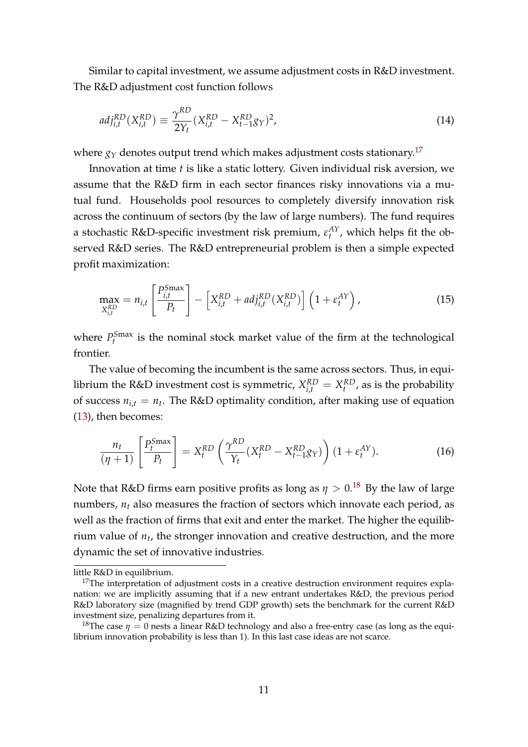Similar to capital investment, we assume adjustment costs in R&D investment. The R&D adjustment cost function follows

$$adj_{i,t}^{RD}(X_{i,t}^{RD}) \equiv \frac{\gamma^{RD}}{2Y_t}(X_{i,t}^{RD} - X_{t-1}^{RD} g_Y)^2, \tag{14}$$

where $g_Y$ denotes output trend which makes adjustment costs stationary.[17]

Innovation at time $t$ is like a static lottery. Given individual risk aversion, we assume that the R&D firm in each sector finances risky innovations via a mutual fund. Households pool resources to completely diversify innovation risk across the continuum of sectors (by the law of large numbers). The fund requires a stochastic R&D-specific investment risk premium, $\varepsilon_t^{AY}$, which helps fit the observed R&D series. The R&D entrepreneurial problem is then a simple expected profit maximization:

$$\max_{X_{i,t}^{RD}} = n_{i,t}\left[\frac{P_{i,t}^{S\max}}{P_t}\right] - \left[X_{i,t}^{RD} + adj_{i,t}^{RD}(X_{i,t}^{RD})\right]\left(1+\varepsilon_t^{AY}\right), \tag{15}$$

where $P_t^{S\max}$ is the nominal stock market value of the firm at the technological frontier.

The value of becoming the incumbent is the same across sectors. Thus, in equilibrium the R&D investment cost is symmetric, $X_{i,t}^{RD} = X_t^{RD}$, as is the probability of success $n_{i,t} = n_t$. The R&D optimality condition, after making use of equation (13), then becomes:

$$\frac{n_t}{(\eta+1)}\left[\frac{P_t^{S\max}}{P_t}\right] = X_t^{RD}\left(\frac{\gamma^{RD}}{Y_t}(X_t^{RD} - X_{t-1}^{RD} g_Y)\right)(1+\varepsilon_t^{AY}). \tag{16}$$

Note that R&D firms earn positive profits as long as $\eta > 0$.[18] By the law of large numbers, $n_t$ also measures the fraction of sectors which innovate each period, as well as the fraction of firms that exit and enter the market. The higher the equilibrium value of $n_t$, the stronger innovation and creative destruction, and the more dynamic the set of innovative industries.

---

little R&D in equilibrium.

[17] The interpretation of adjustment costs in a creative destruction environment requires explanation: we are implicitly assuming that if a new entrant undertakes R&D, the previous period R&D laboratory size (magnified by trend GDP growth) sets the benchmark for the current R&D investment size, penalizing departures from it.

[18] The case $\eta = 0$ nests a linear R&D technology and also a free-entry case (as long as the equilibrium innovation probability is less than 1). In this last case ideas are not scarce.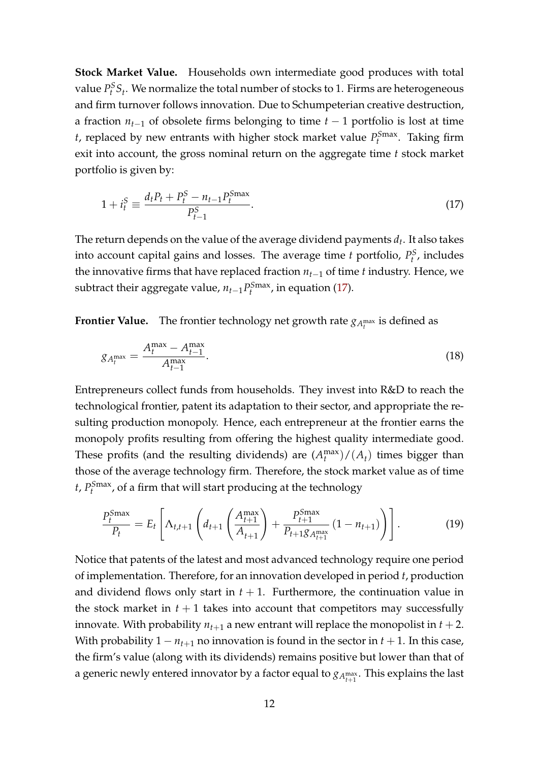**Stock Market Value.** Households own intermediate good produces with total value $P_t^S S_t$. We normalize the total number of stocks to 1. Firms are heterogeneous and firm turnover follows innovation. Due to Schumpeterian creative destruction, a fraction $n_{t-1}$ of obsolete firms belonging to time $t-1$ portfolio is lost at time $t$, replaced by new entrants with higher stock market value $P_t^{S\max}$. Taking firm exit into account, the gross nominal return on the aggregate time $t$ stock market portfolio is given by:

$$1 + i_t^S \equiv \frac{d_t P_t + P_t^S - n_{t-1} P_t^{S\max}}{P_{t-1}^S}. \tag{17}$$

The return depends on the value of the average dividend payments $d_t$. It also takes into account capital gains and losses. The average time $t$ portfolio, $P_t^S$, includes the innovative firms that have replaced fraction $n_{t-1}$ of time $t$ industry. Hence, we subtract their aggregate value, $n_{t-1} P_t^{S\max}$, in equation (17).

**Frontier Value.** The frontier technology net growth rate $g_{A_t^{\max}}$ is defined as

$$g_{A_t^{\max}} = \frac{A_t^{\max} - A_{t-1}^{\max}}{A_{t-1}^{\max}}. \tag{18}$$

Entrepreneurs collect funds from households. They invest into R&D to reach the technological frontier, patent its adaptation to their sector, and appropriate the resulting production monopoly. Hence, each entrepreneur at the frontier earns the monopoly profits resulting from offering the highest quality intermediate good. These profits (and the resulting dividends) are $(A_t^{\max})/(A_t)$ times bigger than those of the average technology firm. Therefore, the stock market value as of time $t$, $P_t^{S\max}$, of a firm that will start producing at the technology

$$\frac{P_t^{S\max}}{P_t} = E_t \left[ \Lambda_{t,t+1} \left( d_{t+1} \left( \frac{A_{t+1}^{\max}}{A_{t+1}} \right) + \frac{P_{t+1}^{S\max}}{P_{t+1} g_{A_{t+1}^{\max}}} (1 - n_{t+1}) \right) \right]. \tag{19}$$

Notice that patents of the latest and most advanced technology require one period of implementation. Therefore, for an innovation developed in period $t$, production and dividend flows only start in $t+1$. Furthermore, the continuation value in the stock market in $t+1$ takes into account that competitors may successfully innovate. With probability $n_{t+1}$ a new entrant will replace the monopolist in $t+2$. With probability $1 - n_{t+1}$ no innovation is found in the sector in $t+1$. In this case, the firm's value (along with its dividends) remains positive but lower than that of a generic newly entered innovator by a factor equal to $g_{A_{t+1}^{\max}}$. This explains the last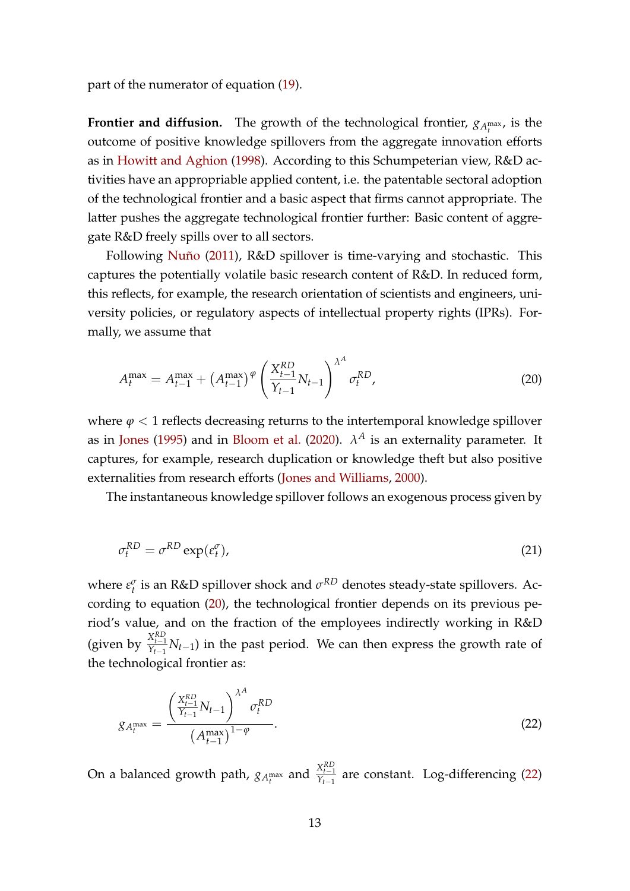part of the numerator of equation (19).

**Frontier and diffusion.** The growth of the technological frontier, $g_{A_t^{\max}}$, is the outcome of positive knowledge spillovers from the aggregate innovation efforts as in Howitt and Aghion (1998). According to this Schumpeterian view, R&D activities have an appropriable applied content, i.e. the patentable sectoral adoption of the technological frontier and a basic aspect that firms cannot appropriate. The latter pushes the aggregate technological frontier further: Basic content of aggregate R&D freely spills over to all sectors.

Following Nuño (2011), R&D spillover is time-varying and stochastic. This captures the potentially volatile basic research content of R&D. In reduced form, this reflects, for example, the research orientation of scientists and engineers, university policies, or regulatory aspects of intellectual property rights (IPRs). Formally, we assume that

$$A_t^{\max} = A_{t-1}^{\max} + \left(A_{t-1}^{\max}\right)^{\varphi} \left(\frac{X_{t-1}^{RD}}{Y_{t-1}} N_{t-1}\right)^{\lambda^A} \sigma_t^{RD}, \tag{20}$$

where $\varphi < 1$ reflects decreasing returns to the intertemporal knowledge spillover as in Jones (1995) and in Bloom et al. (2020). $\lambda^A$ is an externality parameter. It captures, for example, research duplication or knowledge theft but also positive externalities from research efforts (Jones and Williams, 2000).

The instantaneous knowledge spillover follows an exogenous process given by

$$\sigma_t^{RD} = \sigma^{RD} \exp(\varepsilon_t^{\sigma}), \tag{21}$$

where $\varepsilon_t^{\sigma}$ is an R&D spillover shock and $\sigma^{RD}$ denotes steady-state spillovers. According to equation (20), the technological frontier depends on its previous period's value, and on the fraction of the employees indirectly working in R&D (given by $\frac{X_{t-1}^{RD}}{Y_{t-1}} N_{t-1}$) in the past period. We can then express the growth rate of the technological frontier as:

$$g_{A_t^{\max}} = \frac{\left(\frac{X_{t-1}^{RD}}{Y_{t-1}} N_{t-1}\right)^{\lambda^A} \sigma_t^{RD}}{\left(A_{t-1}^{\max}\right)^{1-\varphi}}. \tag{22}$$

On a balanced growth path, $g_{A_t^{\max}}$ and $\frac{X_{t-1}^{RD}}{Y_{t-1}}$ are constant. Log-differencing (22)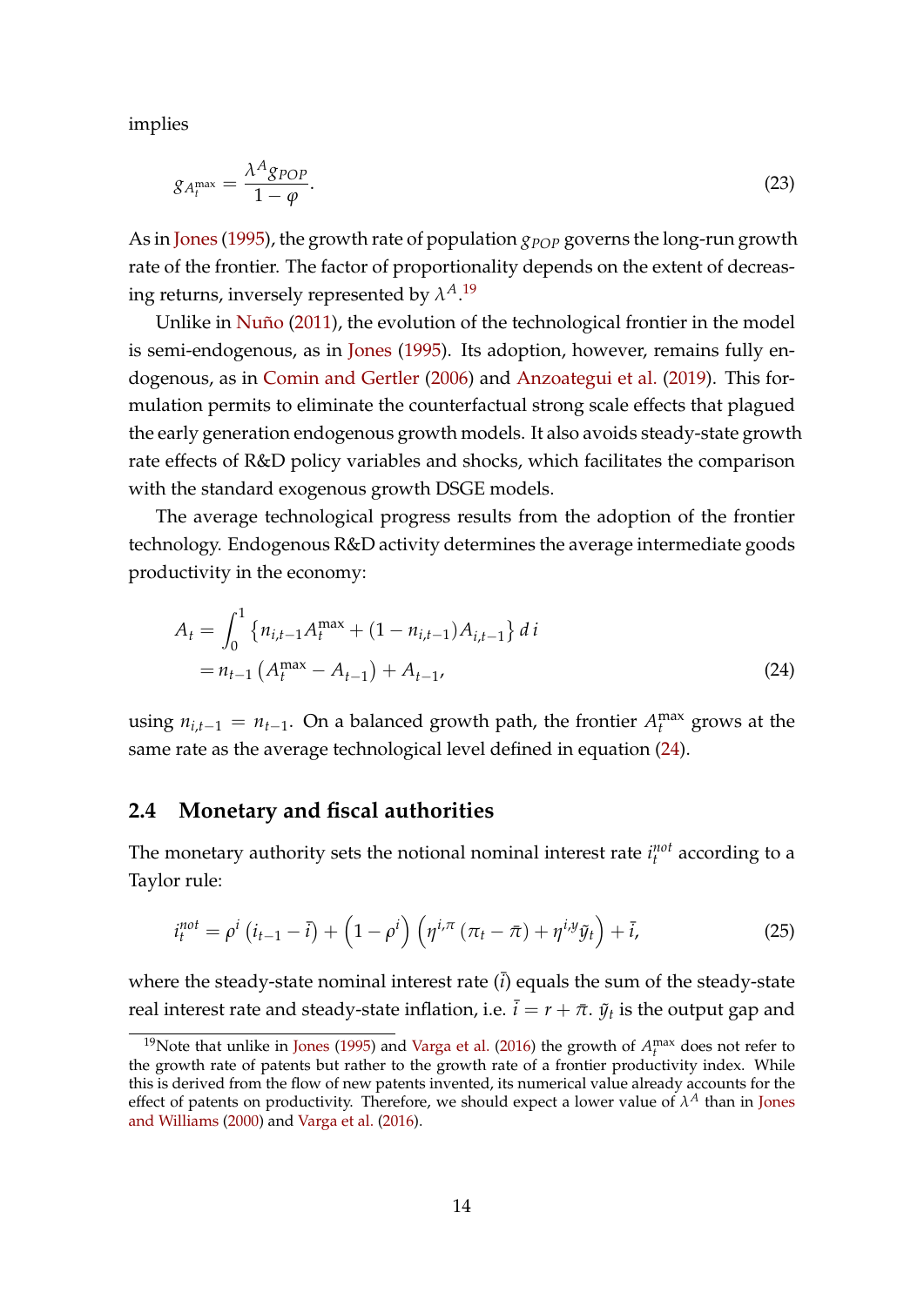implies

$$g_{A_t^{\max}} = \frac{\lambda^A g_{POP}}{1-\varphi}. \tag{23}$$

As in Jones (1995), the growth rate of population $g_{POP}$ governs the long-run growth rate of the frontier. The factor of proportionality depends on the extent of decreasing returns, inversely represented by $\lambda^A$.[19]

Unlike in Nuño (2011), the evolution of the technological frontier in the model is semi-endogenous, as in Jones (1995). Its adoption, however, remains fully endogenous, as in Comin and Gertler (2006) and Anzoategui et al. (2019). This formulation permits to eliminate the counterfactual strong scale effects that plagued the early generation endogenous growth models. It also avoids steady-state growth rate effects of R&D policy variables and shocks, which facilitates the comparison with the standard exogenous growth DSGE models.

The average technological progress results from the adoption of the frontier technology. Endogenous R&D activity determines the average intermediate goods productivity in the economy:

$$\begin{aligned} A_t &= \int_0^1 \left\{ n_{i,t-1} A_t^{\max} + (1 - n_{i,t-1}) A_{i,t-1} \right\} d\, i \\ &= n_{t-1} \left( A_t^{\max} - A_{t-1} \right) + A_{t-1}, \end{aligned} \tag{24}$$

using $n_{i,t-1} = n_{t-1}$. On a balanced growth path, the frontier $A_t^{\max}$ grows at the same rate as the average technological level defined in equation (24).

### 2.4 Monetary and fiscal authorities

The monetary authority sets the notional nominal interest rate $i_t^{not}$ according to a Taylor rule:

$$i_t^{not} = \rho^i \left( i_{t-1} - \bar{i} \right) + \left( 1 - \rho^i \right) \left( \eta^{i,\pi} \left( \pi_t - \bar{\pi} \right) + \eta^{i,y} \tilde{y}_t \right) + \bar{i}, \tag{25}$$

where the steady-state nominal interest rate ($\bar{i}$) equals the sum of the steady-state real interest rate and steady-state inflation, i.e. $\bar{i} = r + \bar{\pi}$. $\tilde{y}_t$ is the output gap and

[19] Note that unlike in Jones (1995) and Varga et al. (2016) the growth of $A_t^{\max}$ does not refer to the growth rate of patents but rather to the growth rate of a frontier productivity index. While this is derived from the flow of new patents invented, its numerical value already accounts for the effect of patents on productivity. Therefore, we should expect a lower value of $\lambda^A$ than in Jones and Williams (2000) and Varga et al. (2016).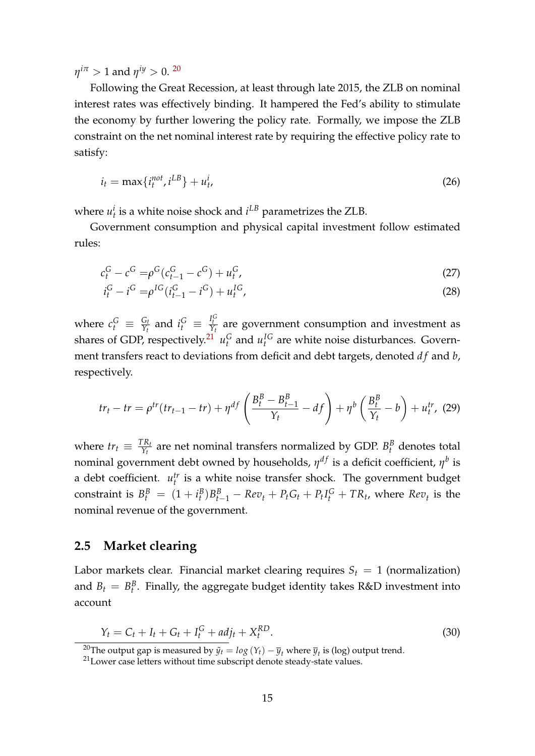$\eta^{i\pi} > 1$ and $\eta^{iy} > 0$. [20]

Following the Great Recession, at least through late 2015, the ZLB on nominal interest rates was effectively binding. It hampered the Fed's ability to stimulate the economy by further lowering the policy rate. Formally, we impose the ZLB constraint on the net nominal interest rate by requiring the effective policy rate to satisfy:

$$i_t = \max\{i_t^{not}, i^{LB}\} + u_t^i, \tag{26}$$

where $u_t^i$ is a white noise shock and $i^{LB}$ parametrizes the ZLB.

Government consumption and physical capital investment follow estimated rules:

$$c_t^G - c^G = \rho^G(c_{t-1}^G - c^G) + u_t^G, \tag{27}$$

$$i_t^G - i^G = \rho^{IG}(i_{t-1}^G - i^G) + u_t^{IG}, \tag{28}$$

where $c_t^G \equiv \frac{G_t}{Y_t}$ and $i_t^G \equiv \frac{I_t^G}{Y_t}$ are government consumption and investment as shares of GDP, respectively.[21] $u_t^G$ and $u_t^{IG}$ are white noise disturbances. Government transfers react to deviations from deficit and debt targets, denoted $df$ and $b$, respectively.

$$tr_t - tr = \rho^{tr}(tr_{t-1} - tr) + \eta^{df}\left(\frac{B_t^B - B_{t-1}^B}{Y_t} - df\right) + \eta^b\left(\frac{B_t^B}{Y_t} - b\right) + u_t^{tr}, \tag{29}$$

where $tr_t \equiv \frac{TR_t}{Y_t}$ are net nominal transfers normalized by GDP. $B_t^B$ denotes total nominal government debt owned by households, $\eta^{df}$ is a deficit coefficient, $\eta^b$ is a debt coefficient. $u_t^{tr}$ is a white noise transfer shock. The government budget constraint is $B_t^B = (1 + i_t^B)B_{t-1}^B - Rev_t + P_t G_t + P_t I_t^G + TR_t$, where $Rev_t$ is the nominal revenue of the government.

## 2.5 Market clearing

Labor markets clear. Financial market clearing requires $S_t = 1$ (normalization) and $B_t = B_t^B$. Finally, the aggregate budget identity takes R&D investment into account

$$Y_t = C_t + I_t + G_t + I_t^G + adj_t + X_t^{RD}. \tag{30}$$

[20] The output gap is measured by $\tilde{y}_t = log(Y_t) - \overline{y}_t$ where $\overline{y}_t$ is (log) output trend.

[21] Lower case letters without time subscript denote steady-state values.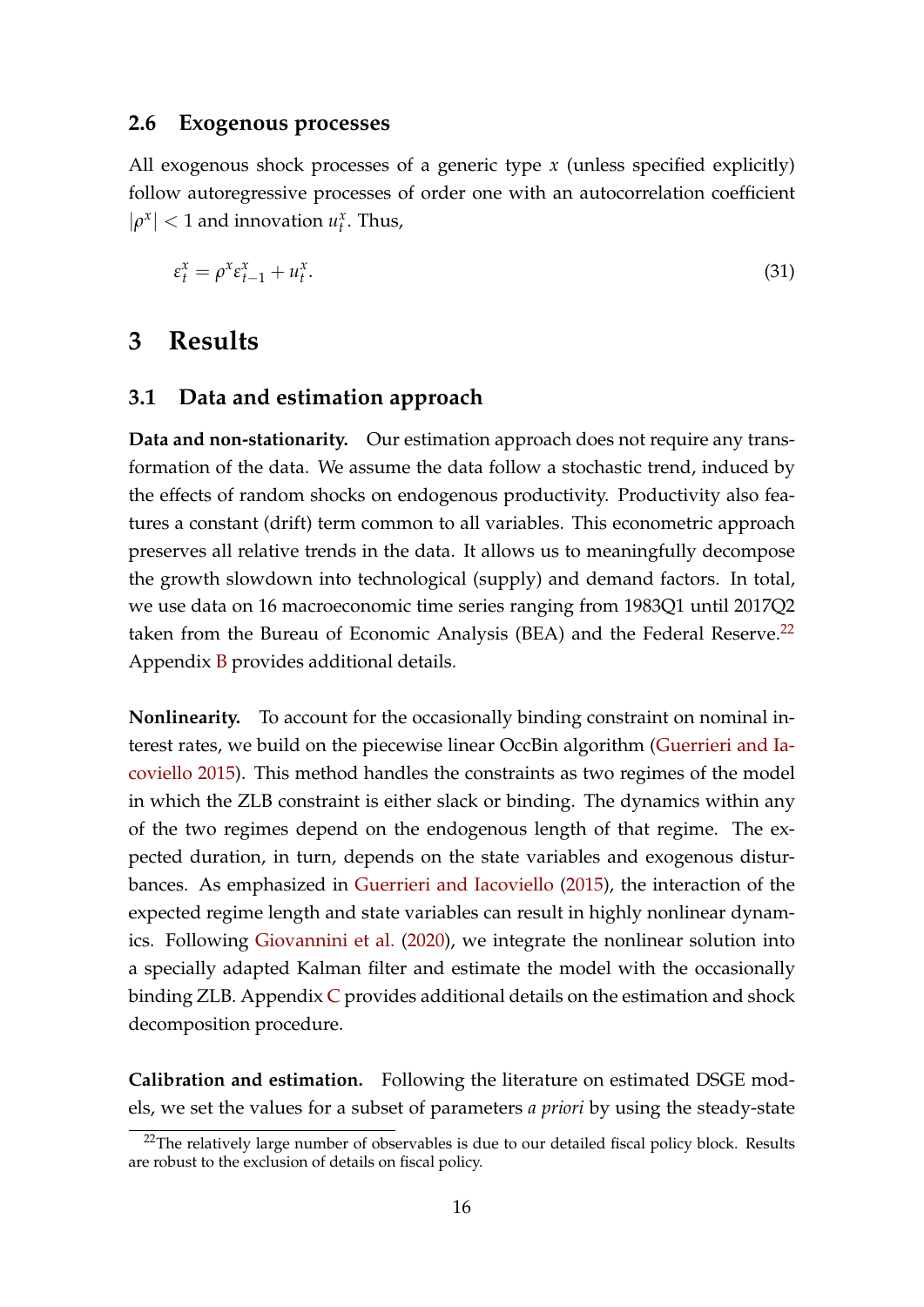### 2.6 Exogenous processes

All exogenous shock processes of a generic type $x$ (unless specified explicitly) follow autoregressive processes of order one with an autocorrelation coefficient $|\rho^x| < 1$ and innovation $u_t^x$. Thus,

$$\varepsilon_t^x = \rho^x \varepsilon_{t-1}^x + u_t^x. \tag{31}$$

## 3 Results

### 3.1 Data and estimation approach

**Data and non-stationarity.** Our estimation approach does not require any transformation of the data. We assume the data follow a stochastic trend, induced by the effects of random shocks on endogenous productivity. Productivity also features a constant (drift) term common to all variables. This econometric approach preserves all relative trends in the data. It allows us to meaningfully decompose the growth slowdown into technological (supply) and demand factors. In total, we use data on 16 macroeconomic time series ranging from 1983Q1 until 2017Q2 taken from the Bureau of Economic Analysis (BEA) and the Federal Reserve.[22] Appendix B provides additional details.

**Nonlinearity.** To account for the occasionally binding constraint on nominal interest rates, we build on the piecewise linear OccBin algorithm (Guerrieri and Iacoviello 2015). This method handles the constraints as two regimes of the model in which the ZLB constraint is either slack or binding. The dynamics within any of the two regimes depend on the endogenous length of that regime. The expected duration, in turn, depends on the state variables and exogenous disturbances. As emphasized in Guerrieri and Iacoviello (2015), the interaction of the expected regime length and state variables can result in highly nonlinear dynamics. Following Giovannini et al. (2020), we integrate the nonlinear solution into a specially adapted Kalman filter and estimate the model with the occasionally binding ZLB. Appendix C provides additional details on the estimation and shock decomposition procedure.

**Calibration and estimation.** Following the literature on estimated DSGE models, we set the values for a subset of parameters *a priori* by using the steady-state

[22] The relatively large number of observables is due to our detailed fiscal policy block. Results are robust to the exclusion of details on fiscal policy.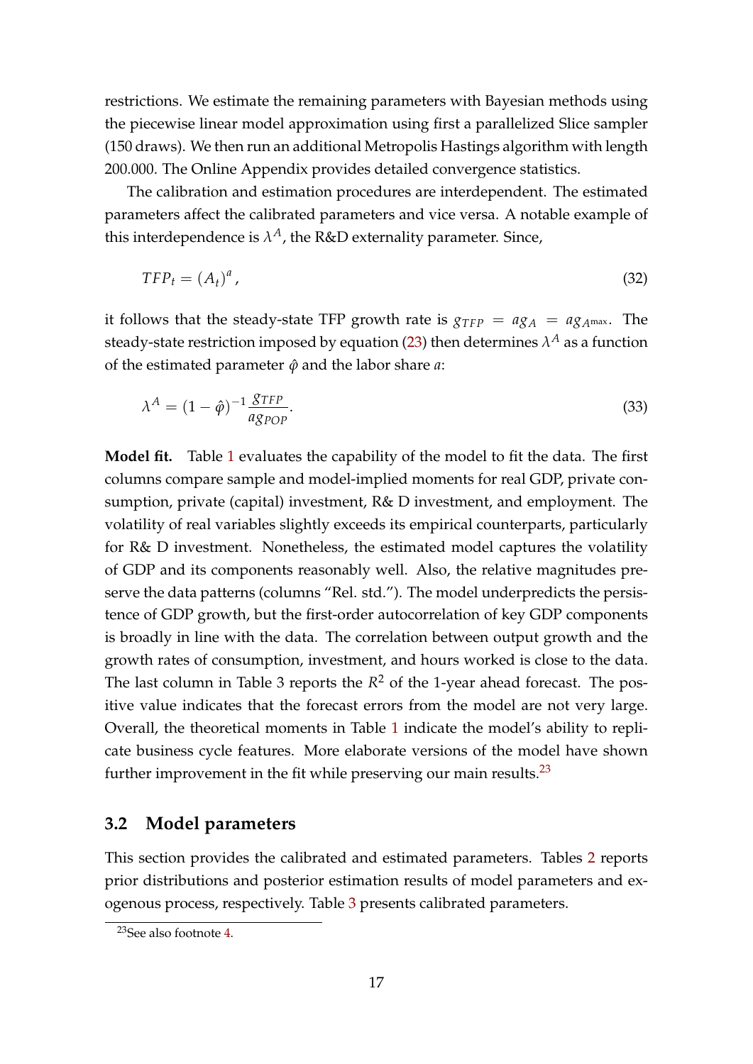restrictions. We estimate the remaining parameters with Bayesian methods using the piecewise linear model approximation using first a parallelized Slice sampler (150 draws). We then run an additional Metropolis Hastings algorithm with length 200.000. The Online Appendix provides detailed convergence statistics.

The calibration and estimation procedures are interdependent. The estimated parameters affect the calibrated parameters and vice versa. A notable example of this interdependence is $\lambda^A$, the R&D externality parameter. Since,

$$TFP_t = (A_t)^a, \tag{32}$$

it follows that the steady-state TFP growth rate is $g_{TFP} = ag_A = ag_{A^{\max}}$. The steady-state restriction imposed by equation (23) then determines $\lambda^A$ as a function of the estimated parameter $\hat{\varphi}$ and the labor share $a$:

$$\lambda^A = (1 - \hat{\varphi})^{-1} \frac{g_{TFP}}{ag_{POP}}. \tag{33}$$

**Model fit.** Table 1 evaluates the capability of the model to fit the data. The first columns compare sample and model-implied moments for real GDP, private consumption, private (capital) investment, R& D investment, and employment. The volatility of real variables slightly exceeds its empirical counterparts, particularly for R& D investment. Nonetheless, the estimated model captures the volatility of GDP and its components reasonably well. Also, the relative magnitudes preserve the data patterns (columns "Rel. std."). The model underpredicts the persistence of GDP growth, but the first-order autocorrelation of key GDP components is broadly in line with the data. The correlation between output growth and the growth rates of consumption, investment, and hours worked is close to the data. The last column in Table 3 reports the $R^2$ of the 1-year ahead forecast. The positive value indicates that the forecast errors from the model are not very large. Overall, the theoretical moments in Table 1 indicate the model's ability to replicate business cycle features. More elaborate versions of the model have shown further improvement in the fit while preserving our main results.[23]

## 3.2 Model parameters

This section provides the calibrated and estimated parameters. Tables 2 reports prior distributions and posterior estimation results of model parameters and exogenous process, respectively. Table 3 presents calibrated parameters.

[23]See also footnote 4.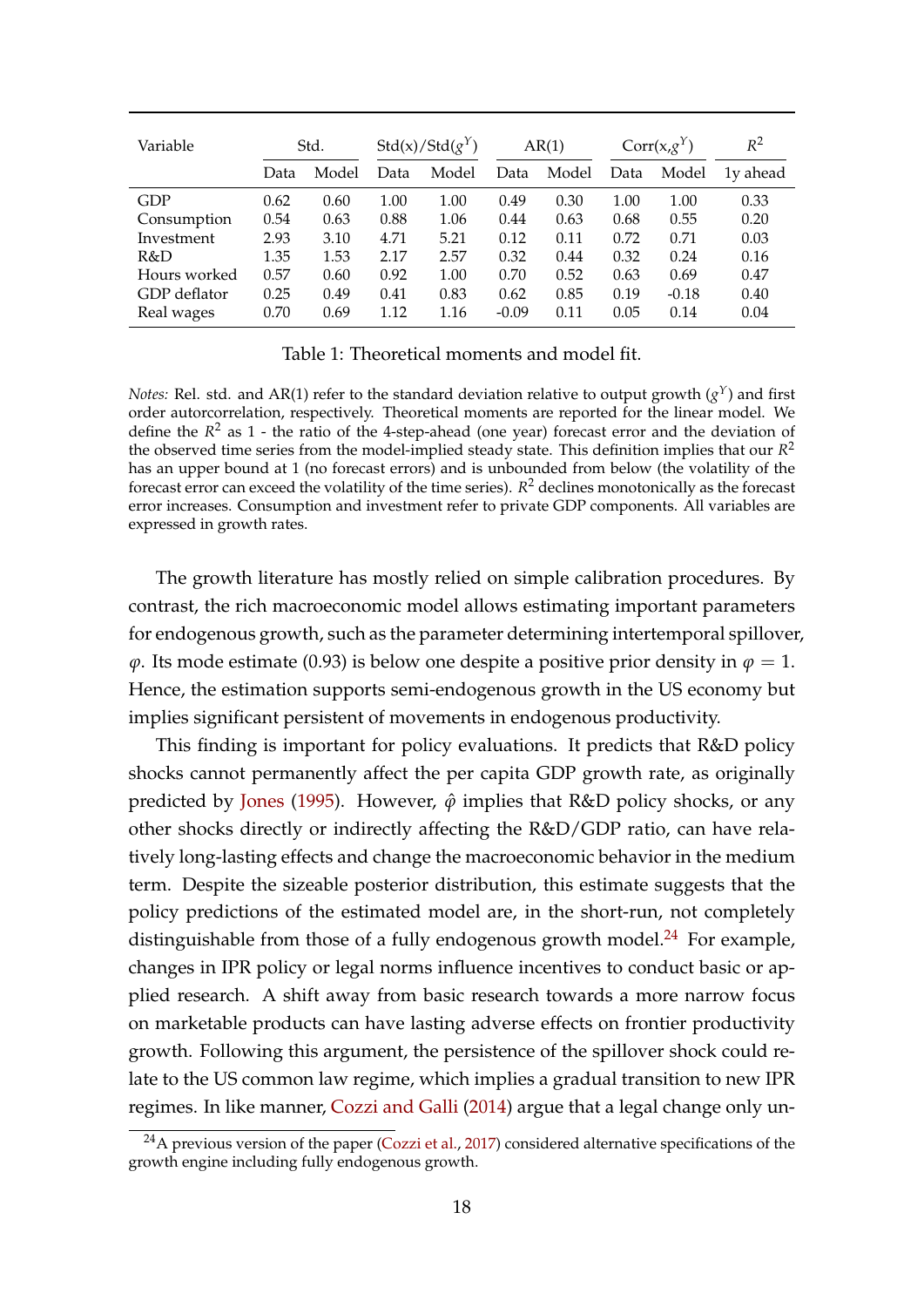| Variable | Std. | | Std(x)/Std($g^Y$) | | AR(1) | | Corr(x,$g^Y$) | | $R^2$ |
|---|---|---|---|---|---|---|---|---|---|
| | Data | Model | Data | Model | Data | Model | Data | Model | 1y ahead |
| GDP | 0.62 | 0.60 | 1.00 | 1.00 | 0.49 | 0.30 | 1.00 | 1.00 | 0.33 |
| Consumption | 0.54 | 0.63 | 0.88 | 1.06 | 0.44 | 0.63 | 0.68 | 0.55 | 0.20 |
| Investment | 2.93 | 3.10 | 4.71 | 5.21 | 0.12 | 0.11 | 0.72 | 0.71 | 0.03 |
| R&D | 1.35 | 1.53 | 2.17 | 2.57 | 0.32 | 0.44 | 0.32 | 0.24 | 0.16 |
| Hours worked | 0.57 | 0.60 | 0.92 | 1.00 | 0.70 | 0.52 | 0.63 | 0.69 | 0.47 |
| GDP deflator | 0.25 | 0.49 | 0.41 | 0.83 | 0.62 | 0.85 | 0.19 | -0.18 | 0.40 |
| Real wages | 0.70 | 0.69 | 1.12 | 1.16 | -0.09 | 0.11 | 0.05 | 0.14 | 0.04 |

Table 1: Theoretical moments and model fit.

*Notes:* Rel. std. and AR(1) refer to the standard deviation relative to output growth ($g^Y$) and first order autorcorrelation, respectively. Theoretical moments are reported for the linear model. We define the $R^2$ as 1 - the ratio of the 4-step-ahead (one year) forecast error and the deviation of the observed time series from the model-implied steady state. This definition implies that our $R^2$ has an upper bound at 1 (no forecast errors) and is unbounded from below (the volatility of the forecast error can exceed the volatility of the time series). $R^2$ declines monotonically as the forecast error increases. Consumption and investment refer to private GDP components. All variables are expressed in growth rates.

The growth literature has mostly relied on simple calibration procedures. By contrast, the rich macroeconomic model allows estimating important parameters for endogenous growth, such as the parameter determining intertemporal spillover, $\varphi$. Its mode estimate (0.93) is below one despite a positive prior density in $\varphi = 1$. Hence, the estimation supports semi-endogenous growth in the US economy but implies significant persistent of movements in endogenous productivity.

This finding is important for policy evaluations. It predicts that R&D policy shocks cannot permanently affect the per capita GDP growth rate, as originally predicted by Jones (1995). However, $\hat{\varphi}$ implies that R&D policy shocks, or any other shocks directly or indirectly affecting the R&D/GDP ratio, can have relatively long-lasting effects and change the macroeconomic behavior in the medium term. Despite the sizeable posterior distribution, this estimate suggests that the policy predictions of the estimated model are, in the short-run, not completely distinguishable from those of a fully endogenous growth model.[24] For example, changes in IPR policy or legal norms influence incentives to conduct basic or applied research. A shift away from basic research towards a more narrow focus on marketable products can have lasting adverse effects on frontier productivity growth. Following this argument, the persistence of the spillover shock could relate to the US common law regime, which implies a gradual transition to new IPR regimes. In like manner, Cozzi and Galli (2014) argue that a legal change only un-

[24] A previous version of the paper (Cozzi et al., 2017) considered alternative specifications of the growth engine including fully endogenous growth.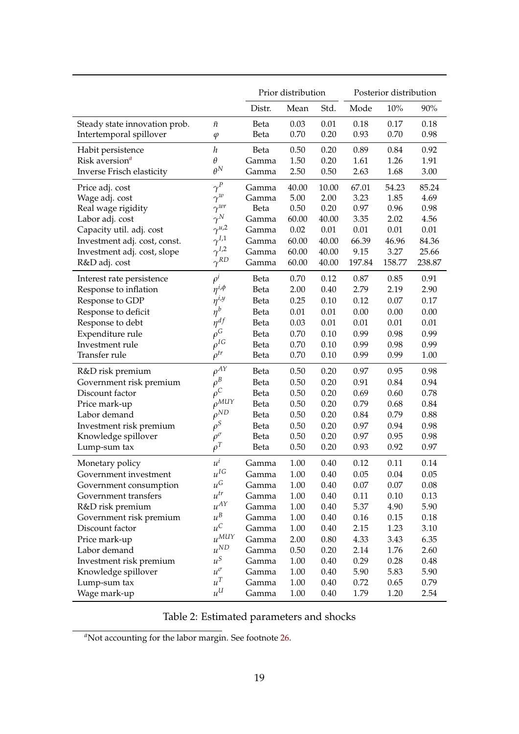| | | Prior distribution | | | Posterior distribution | | |
|---|---|---|---|---|---|---|---|
| | | Distr. | Mean | Std. | Mode | 10% | 90% |
| Steady state innovation prob. | $\bar{n}$ | Beta | 0.03 | 0.01 | 0.18 | 0.17 | 0.18 |
| Intertemporal spillover | $\varphi$ | Beta | 0.70 | 0.20 | 0.93 | 0.70 | 0.98 |
| Habit persistence | $h$ | Beta | 0.50 | 0.20 | 0.89 | 0.84 | 0.92 |
| Risk aversion[a] | $\theta$ | Gamma | 1.50 | 0.20 | 1.61 | 1.26 | 1.91 |
| Inverse Frisch elasticity | $\theta^N$ | Gamma | 2.50 | 0.50 | 2.63 | 1.68 | 3.00 |
| Price adj. cost | $\gamma^P$ | Gamma | 40.00 | 10.00 | 67.01 | 54.23 | 85.24 |
| Wage adj. cost | $\gamma^w$ | Gamma | 5.00 | 2.00 | 3.23 | 1.85 | 4.69 |
| Real wage rigidity | $\gamma^{wr}$ | Beta | 0.50 | 0.20 | 0.97 | 0.96 | 0.98 |
| Labor adj. cost | $\gamma^N$ | Gamma | 60.00 | 40.00 | 3.35 | 2.02 | 4.56 |
| Capacity util. adj. cost | $\gamma^{u,2}$ | Gamma | 0.02 | 0.01 | 0.01 | 0.01 | 0.01 |
| Investment adj. cost, const. | $\gamma^{I,1}$ | Gamma | 60.00 | 40.00 | 66.39 | 46.96 | 84.36 |
| Investment adj. cost, slope | $\gamma^{I,2}$ | Gamma | 60.00 | 40.00 | 9.15 | 3.27 | 25.66 |
| R&D adj. cost | $\gamma^{RD}$ | Gamma | 60.00 | 40.00 | 197.84 | 158.77 | 238.87 |
| Interest rate persistence | $\rho^i$ | Beta | 0.70 | 0.12 | 0.87 | 0.85 | 0.91 |
| Response to inflation | $\eta^{i,\phi}$ | Beta | 2.00 | 0.40 | 2.79 | 2.19 | 2.90 |
| Response to GDP | $\eta^{i,y}$ | Beta | 0.25 | 0.10 | 0.12 | 0.07 | 0.17 |
| Response to deficit | $\eta^b$ | Beta | 0.01 | 0.01 | 0.00 | 0.00 | 0.00 |
| Response to debt | $\eta^{df}$ | Beta | 0.03 | 0.01 | 0.01 | 0.01 | 0.01 |
| Expenditure rule | $\rho^G$ | Beta | 0.70 | 0.10 | 0.99 | 0.98 | 0.99 |
| Investment rule | $\rho^{IG}$ | Beta | 0.70 | 0.10 | 0.99 | 0.98 | 0.99 |
| Transfer rule | $\rho^{tr}$ | Beta | 0.70 | 0.10 | 0.99 | 0.99 | 1.00 |
| R&D risk premium | $\rho^{AY}$ | Beta | 0.50 | 0.20 | 0.97 | 0.95 | 0.98 |
| Government risk premium | $\rho^B$ | Beta | 0.50 | 0.20 | 0.91 | 0.84 | 0.94 |
| Discount factor | $\rho^C$ | Beta | 0.50 | 0.20 | 0.69 | 0.60 | 0.78 |
| Price mark-up | $\rho^{MUY}$ | Beta | 0.50 | 0.20 | 0.79 | 0.68 | 0.84 |
| Labor demand | $\rho^{ND}$ | Beta | 0.50 | 0.20 | 0.84 | 0.79 | 0.88 |
| Investment risk premium | $\rho^S$ | Beta | 0.50 | 0.20 | 0.97 | 0.94 | 0.98 |
| Knowledge spillover | $\rho^\sigma$ | Beta | 0.50 | 0.20 | 0.97 | 0.95 | 0.98 |
| Lump-sum tax | $\rho^T$ | Beta | 0.50 | 0.20 | 0.93 | 0.92 | 0.97 |
| Monetary policy | $u^i$ | Gamma | 1.00 | 0.40 | 0.12 | 0.11 | 0.14 |
| Government investment | $u^{IG}$ | Gamma | 1.00 | 0.40 | 0.05 | 0.04 | 0.05 |
| Government consumption | $u^G$ | Gamma | 1.00 | 0.40 | 0.07 | 0.07 | 0.08 |
| Government transfers | $u^{tr}$ | Gamma | 1.00 | 0.40 | 0.11 | 0.10 | 0.13 |
| R&D risk premium | $u^{AY}$ | Gamma | 1.00 | 0.40 | 5.37 | 4.90 | 5.90 |
| Government risk premium | $u^B$ | Gamma | 1.00 | 0.40 | 0.16 | 0.15 | 0.18 |
| Discount factor | $u^C$ | Gamma | 1.00 | 0.40 | 2.15 | 1.23 | 3.10 |
| Price mark-up | $u^{MUY}$ | Gamma | 2.00 | 0.80 | 4.33 | 3.43 | 6.35 |
| Labor demand | $u^{ND}$ | Gamma | 0.50 | 0.20 | 2.14 | 1.76 | 2.60 |
| Investment risk premium | $u^S$ | Gamma | 1.00 | 0.40 | 0.29 | 0.28 | 0.48 |
| Knowledge spillover | $u^\sigma$ | Gamma | 1.00 | 0.40 | 5.90 | 5.83 | 5.90 |
| Lump-sum tax | $u^T$ | Gamma | 1.00 | 0.40 | 0.72 | 0.65 | 0.79 |
| Wage mark-up | $u^U$ | Gamma | 1.00 | 0.40 | 1.79 | 1.20 | 2.54 |

Table 2: Estimated parameters and shocks

[a] Not accounting for the labor margin. See footnote 26.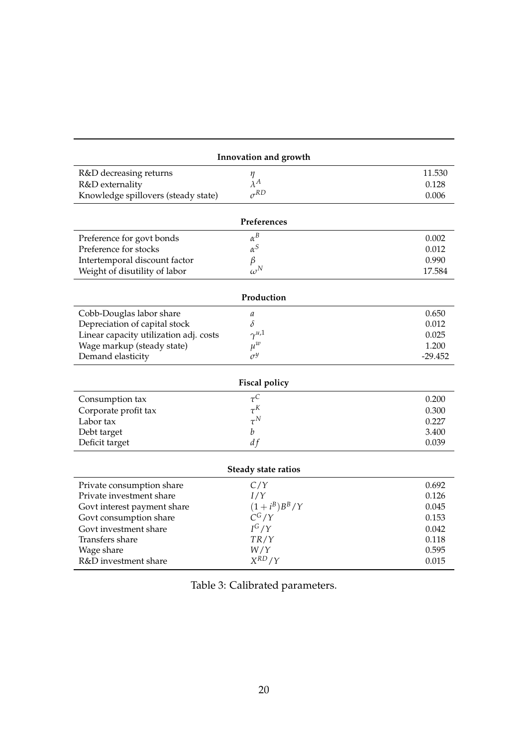| | | |
|---|---|---|
| **Innovation and growth** | | |
| R&D decreasing returns | $\eta$ | 11.530 |
| R&D externality | $\lambda^A$ | 0.128 |
| Knowledge spillovers (steady state) | $\sigma^{RD}$ | 0.006 |
| **Preferences** | | |
| Preference for govt bonds | $\alpha^B$ | 0.002 |
| Preference for stocks | $\alpha^S$ | 0.012 |
| Intertemporal discount factor | $\beta$ | 0.990 |
| Weight of disutility of labor | $\omega^N$ | 17.584 |
| **Production** | | |
| Cobb-Douglas labor share | $a$ | 0.650 |
| Depreciation of capital stock | $\delta$ | 0.012 |
| Linear capacity utilization adj. costs | $\gamma^{u,1}$ | 0.025 |
| Wage markup (steady state) | $\mu^w$ | 1.200 |
| Demand elasticity | $\sigma^y$ | -29.452 |
| **Fiscal policy** | | |
| Consumption tax | $\tau^C$ | 0.200 |
| Corporate profit tax | $\tau^K$ | 0.300 |
| Labor tax | $\tau^N$ | 0.227 |
| Debt target | $b$ | 3.400 |
| Deficit target | $df$ | 0.039 |
| **Steady state ratios** | | |
| Private consumption share | $C/Y$ | 0.692 |
| Private investment share | $I/Y$ | 0.126 |
| Govt interest payment share | $(1+i^B)B^B/Y$ | 0.045 |
| Govt consumption share | $C^G/Y$ | 0.153 |
| Govt investment share | $I^G/Y$ | 0.042 |
| Transfers share | $TR/Y$ | 0.118 |
| Wage share | $W/Y$ | 0.595 |
| R&D investment share | $X^{RD}/Y$ | 0.015 |

Table 3: Calibrated parameters.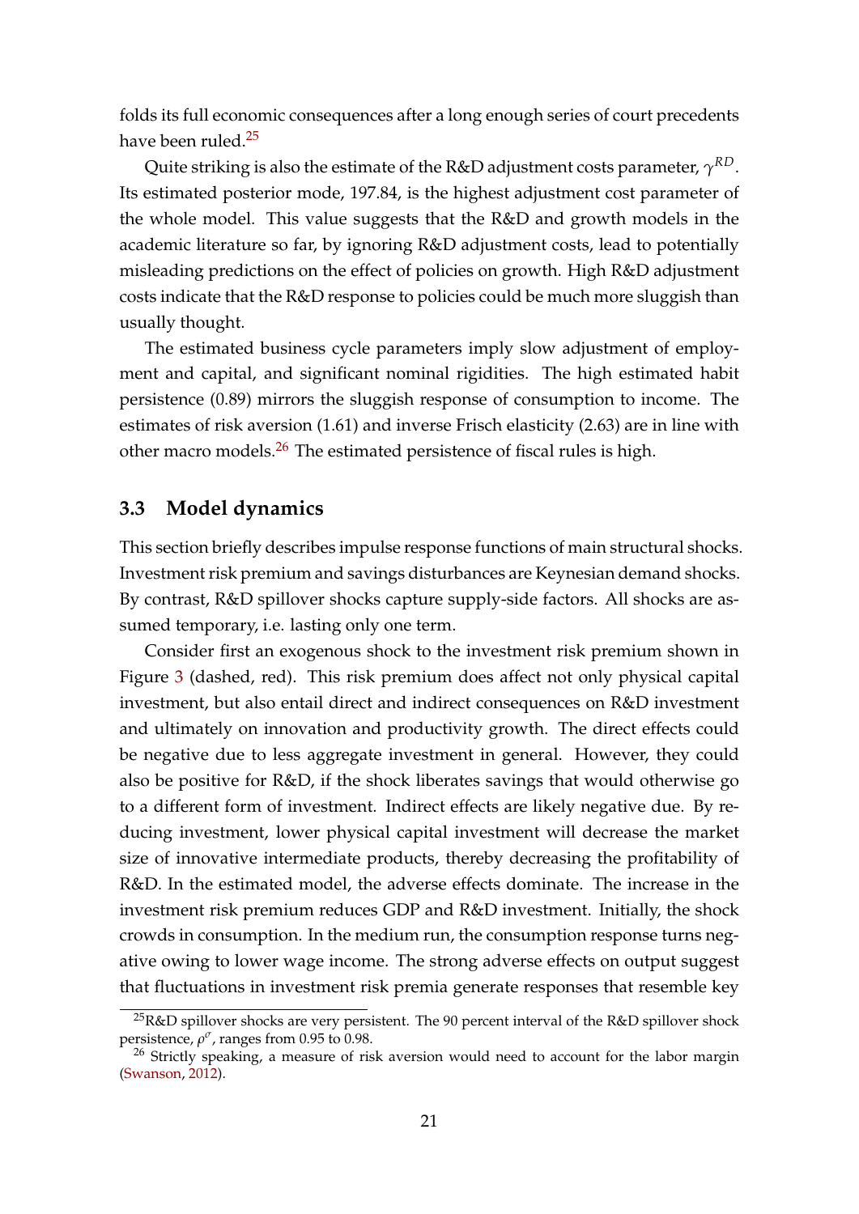folds its full economic consequences after a long enough series of court precedents have been ruled.[25]

Quite striking is also the estimate of the R&D adjustment costs parameter, $\gamma^{RD}$. Its estimated posterior mode, 197.84, is the highest adjustment cost parameter of the whole model. This value suggests that the R&D and growth models in the academic literature so far, by ignoring R&D adjustment costs, lead to potentially misleading predictions on the effect of policies on growth. High R&D adjustment costs indicate that the R&D response to policies could be much more sluggish than usually thought.

The estimated business cycle parameters imply slow adjustment of employment and capital, and significant nominal rigidities. The high estimated habit persistence (0.89) mirrors the sluggish response of consumption to income. The estimates of risk aversion (1.61) and inverse Frisch elasticity (2.63) are in line with other macro models.[26] The estimated persistence of fiscal rules is high.

## 3.3 Model dynamics

This section briefly describes impulse response functions of main structural shocks. Investment risk premium and savings disturbances are Keynesian demand shocks. By contrast, R&D spillover shocks capture supply-side factors. All shocks are assumed temporary, i.e. lasting only one term.

Consider first an exogenous shock to the investment risk premium shown in Figure 3 (dashed, red). This risk premium does affect not only physical capital investment, but also entail direct and indirect consequences on R&D investment and ultimately on innovation and productivity growth. The direct effects could be negative due to less aggregate investment in general. However, they could also be positive for R&D, if the shock liberates savings that would otherwise go to a different form of investment. Indirect effects are likely negative due. By reducing investment, lower physical capital investment will decrease the market size of innovative intermediate products, thereby decreasing the profitability of R&D. In the estimated model, the adverse effects dominate. The increase in the investment risk premium reduces GDP and R&D investment. Initially, the shock crowds in consumption. In the medium run, the consumption response turns negative owing to lower wage income. The strong adverse effects on output suggest that fluctuations in investment risk premia generate responses that resemble key

[25] R&D spillover shocks are very persistent. The 90 percent interval of the R&D spillover shock persistence, $\rho^{\sigma}$, ranges from 0.95 to 0.98.

[26] Strictly speaking, a measure of risk aversion would need to account for the labor margin (Swanson, 2012).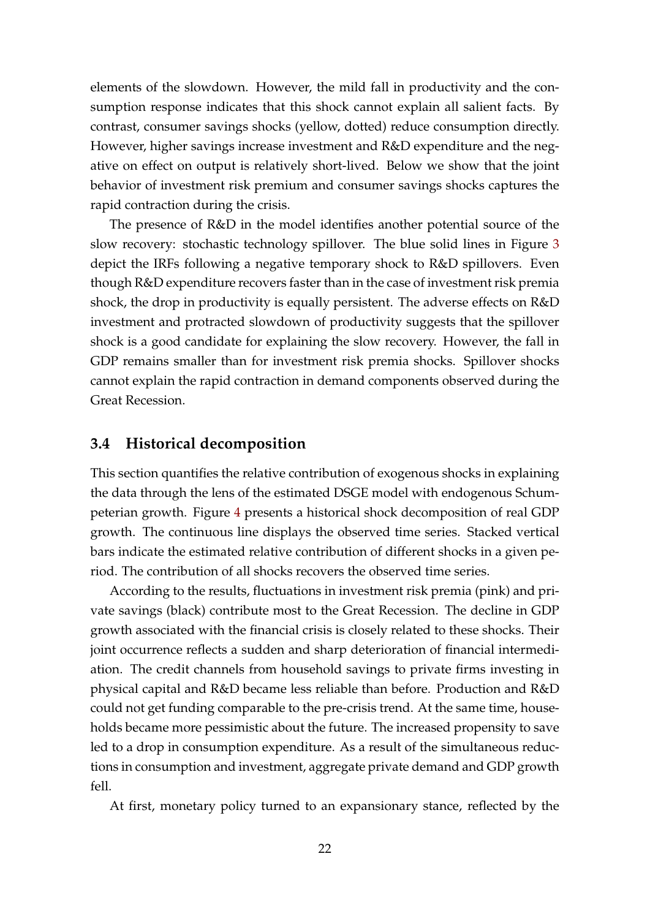elements of the slowdown. However, the mild fall in productivity and the consumption response indicates that this shock cannot explain all salient facts. By contrast, consumer savings shocks (yellow, dotted) reduce consumption directly. However, higher savings increase investment and R&D expenditure and the negative on effect on output is relatively short-lived. Below we show that the joint behavior of investment risk premium and consumer savings shocks captures the rapid contraction during the crisis.

The presence of R&D in the model identifies another potential source of the slow recovery: stochastic technology spillover. The blue solid lines in Figure 3 depict the IRFs following a negative temporary shock to R&D spillovers. Even though R&D expenditure recovers faster than in the case of investment risk premia shock, the drop in productivity is equally persistent. The adverse effects on R&D investment and protracted slowdown of productivity suggests that the spillover shock is a good candidate for explaining the slow recovery. However, the fall in GDP remains smaller than for investment risk premia shocks. Spillover shocks cannot explain the rapid contraction in demand components observed during the Great Recession.

### 3.4 Historical decomposition

This section quantifies the relative contribution of exogenous shocks in explaining the data through the lens of the estimated DSGE model with endogenous Schumpeterian growth. Figure 4 presents a historical shock decomposition of real GDP growth. The continuous line displays the observed time series. Stacked vertical bars indicate the estimated relative contribution of different shocks in a given period. The contribution of all shocks recovers the observed time series.

According to the results, fluctuations in investment risk premia (pink) and private savings (black) contribute most to the Great Recession. The decline in GDP growth associated with the financial crisis is closely related to these shocks. Their joint occurrence reflects a sudden and sharp deterioration of financial intermediation. The credit channels from household savings to private firms investing in physical capital and R&D became less reliable than before. Production and R&D could not get funding comparable to the pre-crisis trend. At the same time, households became more pessimistic about the future. The increased propensity to save led to a drop in consumption expenditure. As a result of the simultaneous reductions in consumption and investment, aggregate private demand and GDP growth fell.

At first, monetary policy turned to an expansionary stance, reflected by the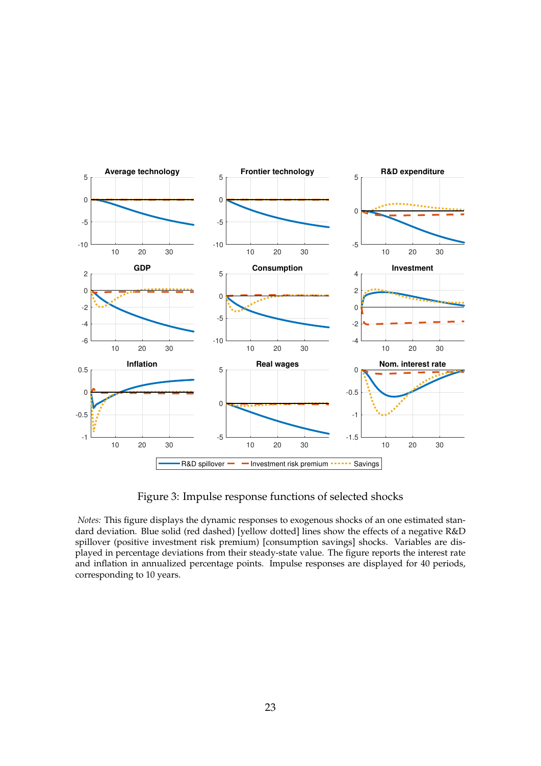Figure 3: Impulse response functions of selected shocks

*Notes:* This figure displays the dynamic responses to exogenous shocks of an one estimated standard deviation. Blue solid (red dashed) [yellow dotted] lines show the effects of a negative R&D spillover (positive investment risk premium) [consumption savings] shocks. Variables are displayed in percentage deviations from their steady-state value. The figure reports the interest rate and inflation in annualized percentage points. Impulse responses are displayed for 40 periods, corresponding to 10 years.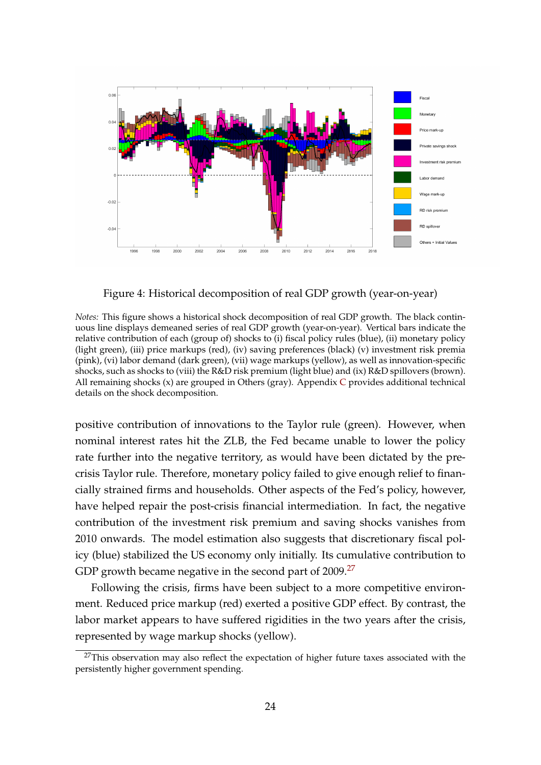Figure 4: Historical decomposition of real GDP growth (year-on-year)

*Notes:* This figure shows a historical shock decomposition of real GDP growth. The black continuous line displays demeaned series of real GDP growth (year-on-year). Vertical bars indicate the relative contribution of each (group of) shocks to (i) fiscal policy rules (blue), (ii) monetary policy (light green), (iii) price markups (red), (iv) saving preferences (black) (v) investment risk premia (pink), (vi) labor demand (dark green), (vii) wage markups (yellow), as well as innovation-specific shocks, such as shocks to (viii) the R&D risk premium (light blue) and (ix) R&D spillovers (brown). All remaining shocks (x) are grouped in Others (gray). Appendix C provides additional technical details on the shock decomposition.

positive contribution of innovations to the Taylor rule (green). However, when nominal interest rates hit the ZLB, the Fed became unable to lower the policy rate further into the negative territory, as would have been dictated by the pre-crisis Taylor rule. Therefore, monetary policy failed to give enough relief to financially strained firms and households. Other aspects of the Fed's policy, however, have helped repair the post-crisis financial intermediation. In fact, the negative contribution of the investment risk premium and saving shocks vanishes from 2010 onwards. The model estimation also suggests that discretionary fiscal policy (blue) stabilized the US economy only initially. Its cumulative contribution to GDP growth became negative in the second part of 2009.[27]

Following the crisis, firms have been subject to a more competitive environment. Reduced price markup (red) exerted a positive GDP effect. By contrast, the labor market appears to have suffered rigidities in the two years after the crisis, represented by wage markup shocks (yellow).

[27]This observation may also reflect the expectation of higher future taxes associated with the persistently higher government spending.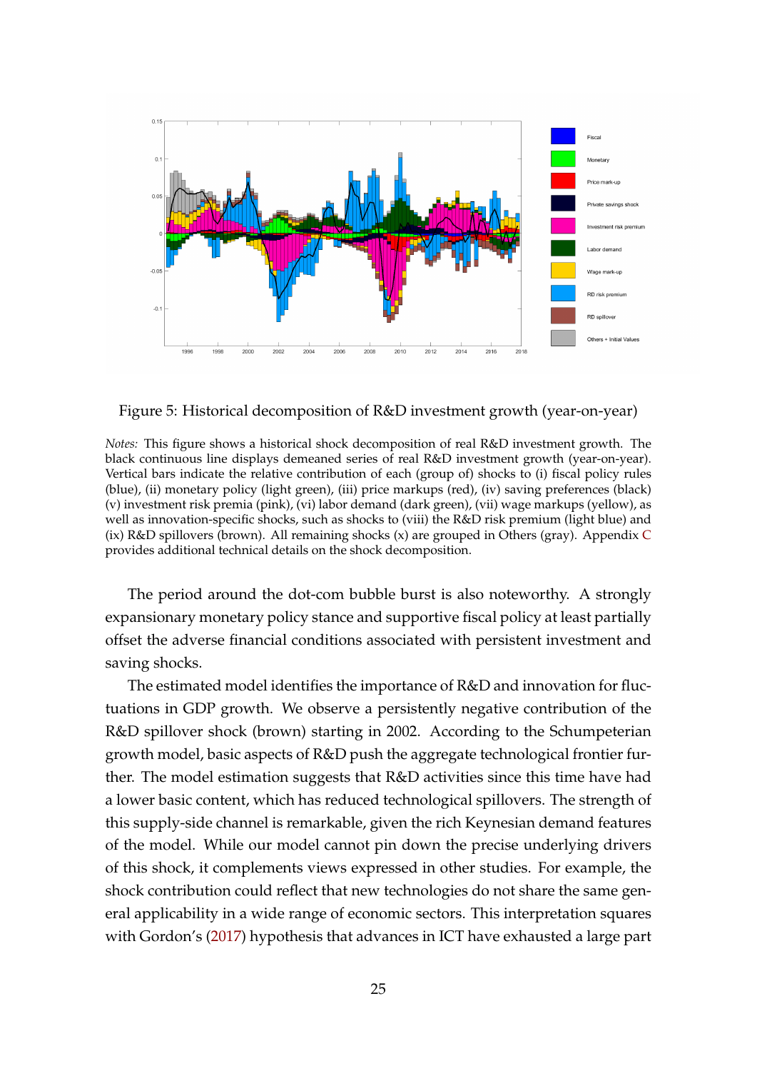Figure 5: Historical decomposition of R&D investment growth (year-on-year)

*Notes:* This figure shows a historical shock decomposition of real R&D investment growth. The black continuous line displays demeaned series of real R&D investment growth (year-on-year). Vertical bars indicate the relative contribution of each (group of) shocks to (i) fiscal policy rules (blue), (ii) monetary policy (light green), (iii) price markups (red), (iv) saving preferences (black) (v) investment risk premia (pink), (vi) labor demand (dark green), (vii) wage markups (yellow), as well as innovation-specific shocks, such as shocks to (viii) the R&D risk premium (light blue) and (ix) R&D spillovers (brown). All remaining shocks (x) are grouped in Others (gray). Appendix C provides additional technical details on the shock decomposition.

The period around the dot-com bubble burst is also noteworthy. A strongly expansionary monetary policy stance and supportive fiscal policy at least partially offset the adverse financial conditions associated with persistent investment and saving shocks.

The estimated model identifies the importance of R&D and innovation for fluctuations in GDP growth. We observe a persistently negative contribution of the R&D spillover shock (brown) starting in 2002. According to the Schumpeterian growth model, basic aspects of R&D push the aggregate technological frontier further. The model estimation suggests that R&D activities since this time have had a lower basic content, which has reduced technological spillovers. The strength of this supply-side channel is remarkable, given the rich Keynesian demand features of the model. While our model cannot pin down the precise underlying drivers of this shock, it complements views expressed in other studies. For example, the shock contribution could reflect that new technologies do not share the same general applicability in a wide range of economic sectors. This interpretation squares with Gordon's (2017) hypothesis that advances in ICT have exhausted a large part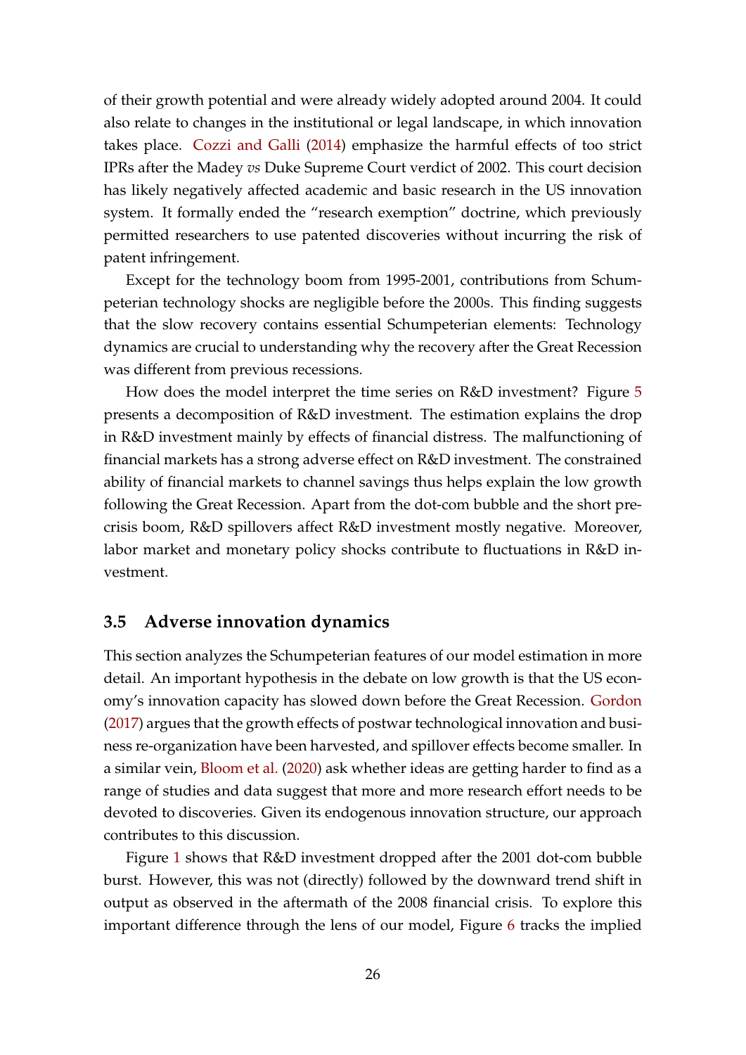of their growth potential and were already widely adopted around 2004. It could also relate to changes in the institutional or legal landscape, in which innovation takes place. Cozzi and Galli (2014) emphasize the harmful effects of too strict IPRs after the Madey *vs* Duke Supreme Court verdict of 2002. This court decision has likely negatively affected academic and basic research in the US innovation system. It formally ended the "research exemption" doctrine, which previously permitted researchers to use patented discoveries without incurring the risk of patent infringement.

Except for the technology boom from 1995-2001, contributions from Schumpeterian technology shocks are negligible before the 2000s. This finding suggests that the slow recovery contains essential Schumpeterian elements: Technology dynamics are crucial to understanding why the recovery after the Great Recession was different from previous recessions.

How does the model interpret the time series on R&D investment? Figure 5 presents a decomposition of R&D investment. The estimation explains the drop in R&D investment mainly by effects of financial distress. The malfunctioning of financial markets has a strong adverse effect on R&D investment. The constrained ability of financial markets to channel savings thus helps explain the low growth following the Great Recession. Apart from the dot-com bubble and the short pre-crisis boom, R&D spillovers affect R&D investment mostly negative. Moreover, labor market and monetary policy shocks contribute to fluctuations in R&D investment.

## 3.5 Adverse innovation dynamics

This section analyzes the Schumpeterian features of our model estimation in more detail. An important hypothesis in the debate on low growth is that the US economy's innovation capacity has slowed down before the Great Recession. Gordon (2017) argues that the growth effects of postwar technological innovation and business re-organization have been harvested, and spillover effects become smaller. In a similar vein, Bloom et al. (2020) ask whether ideas are getting harder to find as a range of studies and data suggest that more and more research effort needs to be devoted to discoveries. Given its endogenous innovation structure, our approach contributes to this discussion.

Figure 1 shows that R&D investment dropped after the 2001 dot-com bubble burst. However, this was not (directly) followed by the downward trend shift in output as observed in the aftermath of the 2008 financial crisis. To explore this important difference through the lens of our model, Figure 6 tracks the implied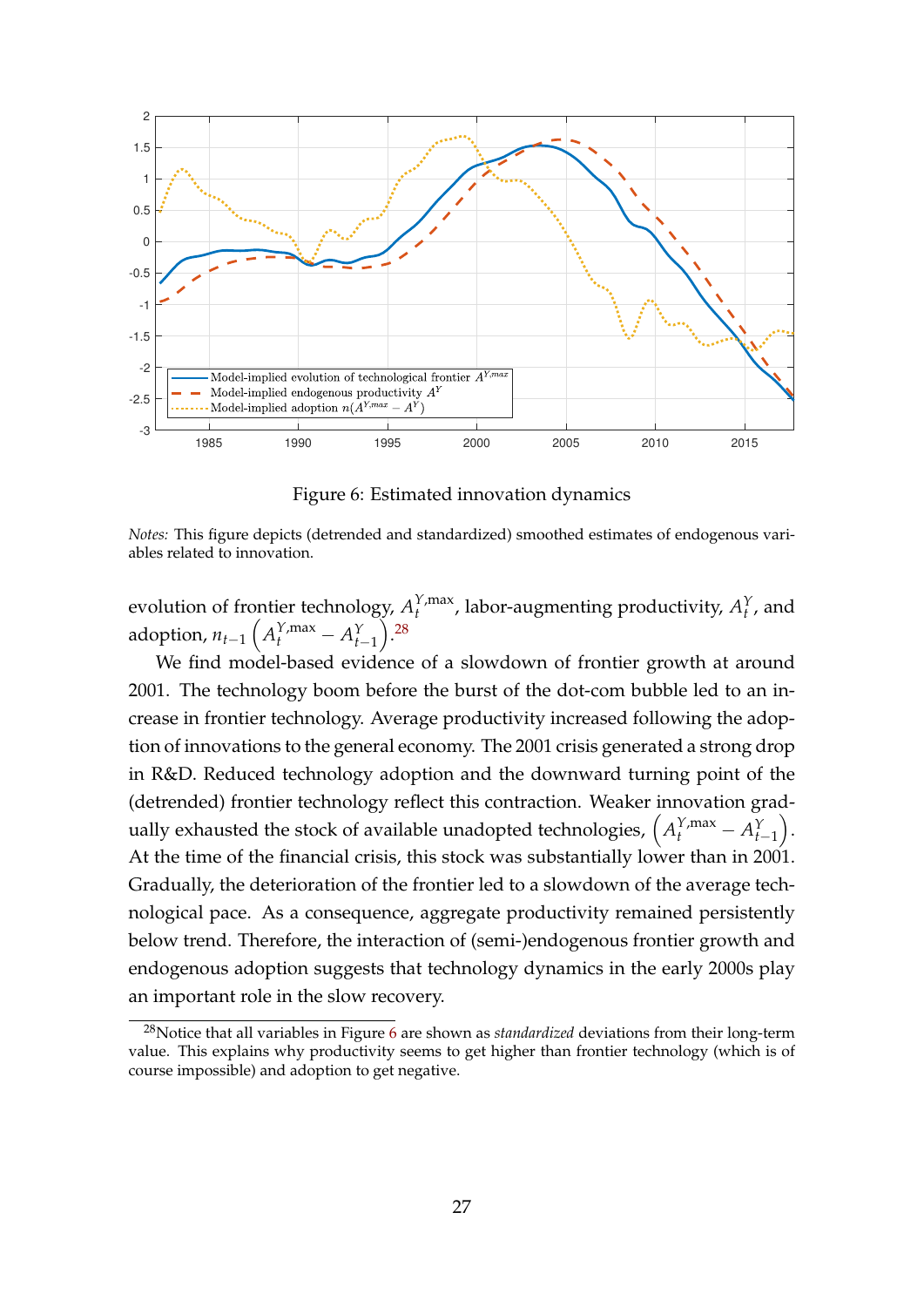Figure 6: Estimated innovation dynamics

*Notes:* This figure depicts (detrended and standardized) smoothed estimates of endogenous variables related to innovation.

evolution of frontier technology, $A_t^{Y,\max}$, labor-augmenting productivity, $A_t^Y$, and adoption, $n_{t-1}\left(A_t^{Y,\max} - A_{t-1}^Y\right)$.[28]

We find model-based evidence of a slowdown of frontier growth at around 2001. The technology boom before the burst of the dot-com bubble led to an increase in frontier technology. Average productivity increased following the adoption of innovations to the general economy. The 2001 crisis generated a strong drop in R&D. Reduced technology adoption and the downward turning point of the (detrended) frontier technology reflect this contraction. Weaker innovation gradually exhausted the stock of available unadopted technologies, $\left(A_t^{Y,\max} - A_{t-1}^Y\right)$. At the time of the financial crisis, this stock was substantially lower than in 2001. Gradually, the deterioration of the frontier led to a slowdown of the average technological pace. As a consequence, aggregate productivity remained persistently below trend. Therefore, the interaction of (semi-)endogenous frontier growth and endogenous adoption suggests that technology dynamics in the early 2000s play an important role in the slow recovery.

[28]Notice that all variables in Figure 6 are shown as *standardized* deviations from their long-term value. This explains why productivity seems to get higher than frontier technology (which is of course impossible) and adoption to get negative.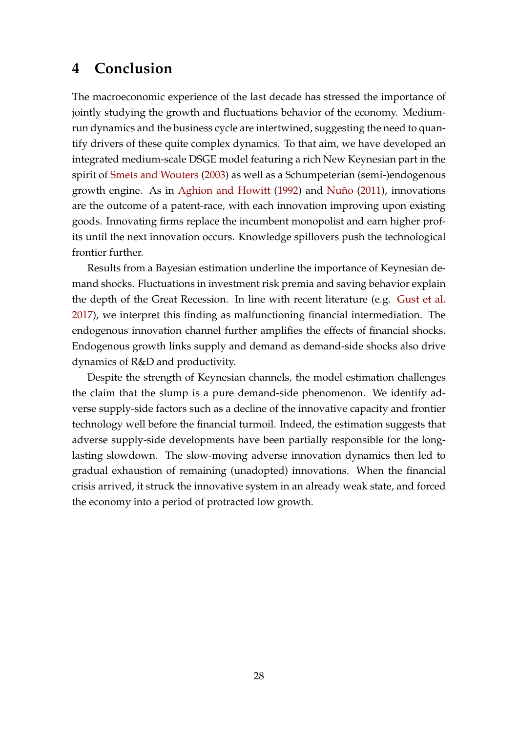## 4 Conclusion

The macroeconomic experience of the last decade has stressed the importance of jointly studying the growth and fluctuations behavior of the economy. Medium-run dynamics and the business cycle are intertwined, suggesting the need to quantify drivers of these quite complex dynamics. To that aim, we have developed an integrated medium-scale DSGE model featuring a rich New Keynesian part in the spirit of Smets and Wouters (2003) as well as a Schumpeterian (semi-)endogenous growth engine. As in Aghion and Howitt (1992) and Nuño (2011), innovations are the outcome of a patent-race, with each innovation improving upon existing goods. Innovating firms replace the incumbent monopolist and earn higher profits until the next innovation occurs. Knowledge spillovers push the technological frontier further.

Results from a Bayesian estimation underline the importance of Keynesian demand shocks. Fluctuations in investment risk premia and saving behavior explain the depth of the Great Recession. In line with recent literature (e.g. Gust et al. 2017), we interpret this finding as malfunctioning financial intermediation. The endogenous innovation channel further amplifies the effects of financial shocks. Endogenous growth links supply and demand as demand-side shocks also drive dynamics of R&D and productivity.

Despite the strength of Keynesian channels, the model estimation challenges the claim that the slump is a pure demand-side phenomenon. We identify adverse supply-side factors such as a decline of the innovative capacity and frontier technology well before the financial turmoil. Indeed, the estimation suggests that adverse supply-side developments have been partially responsible for the long-lasting slowdown. The slow-moving adverse innovation dynamics then led to gradual exhaustion of remaining (unadopted) innovations. When the financial crisis arrived, it struck the innovative system in an already weak state, and forced the economy into a period of protracted low growth.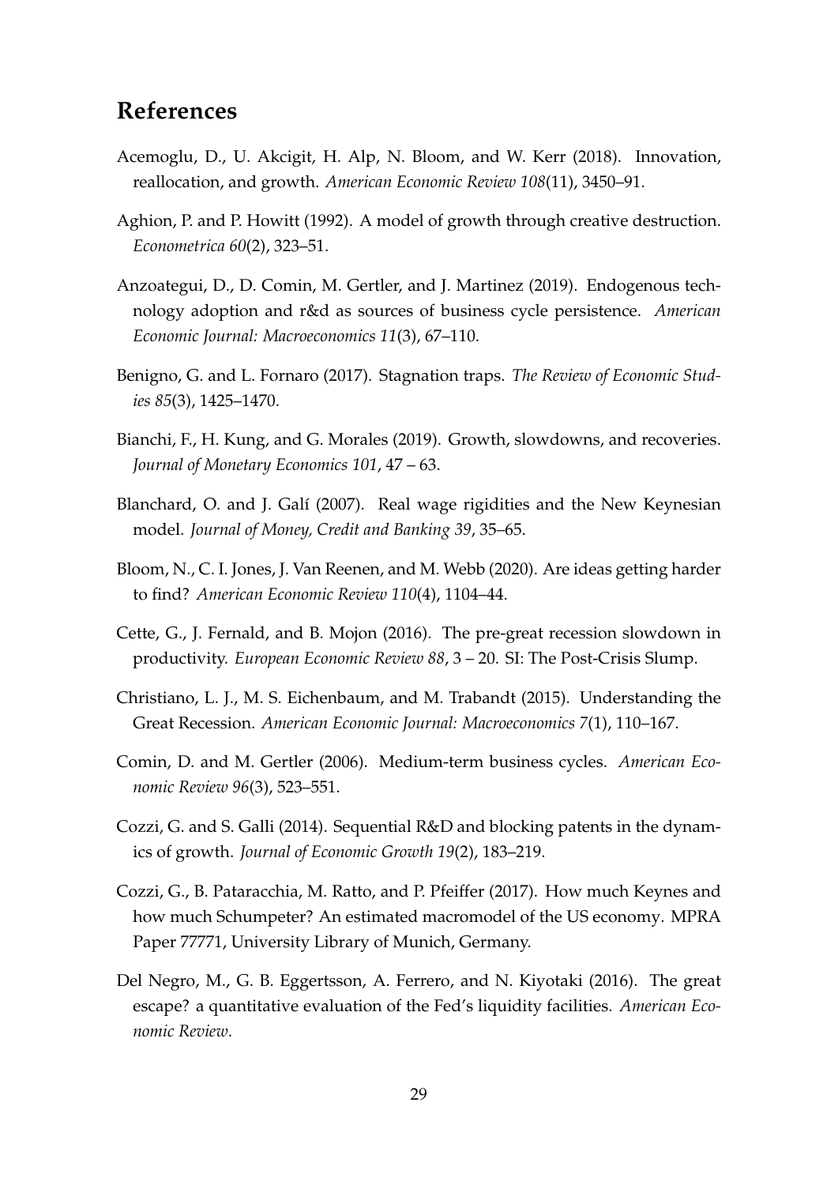## References

Acemoglu, D., U. Akcigit, H. Alp, N. Bloom, and W. Kerr (2018). Innovation, reallocation, and growth. *American Economic Review 108*(11), 3450–91.

Aghion, P. and P. Howitt (1992). A model of growth through creative destruction. *Econometrica 60*(2), 323–51.

Anzoategui, D., D. Comin, M. Gertler, and J. Martinez (2019). Endogenous technology adoption and r&d as sources of business cycle persistence. *American Economic Journal: Macroeconomics 11*(3), 67–110.

Benigno, G. and L. Fornaro (2017). Stagnation traps. *The Review of Economic Studies 85*(3), 1425–1470.

Bianchi, F., H. Kung, and G. Morales (2019). Growth, slowdowns, and recoveries. *Journal of Monetary Economics 101*, 47 – 63.

Blanchard, O. and J. Galí (2007). Real wage rigidities and the New Keynesian model. *Journal of Money, Credit and Banking 39*, 35–65.

Bloom, N., C. I. Jones, J. Van Reenen, and M. Webb (2020). Are ideas getting harder to find? *American Economic Review 110*(4), 1104–44.

Cette, G., J. Fernald, and B. Mojon (2016). The pre-great recession slowdown in productivity. *European Economic Review 88*, 3 – 20. SI: The Post-Crisis Slump.

Christiano, L. J., M. S. Eichenbaum, and M. Trabandt (2015). Understanding the Great Recession. *American Economic Journal: Macroeconomics 7*(1), 110–167.

Comin, D. and M. Gertler (2006). Medium-term business cycles. *American Economic Review 96*(3), 523–551.

Cozzi, G. and S. Galli (2014). Sequential R&D and blocking patents in the dynamics of growth. *Journal of Economic Growth 19*(2), 183–219.

Cozzi, G., B. Pataracchia, M. Ratto, and P. Pfeiffer (2017). How much Keynes and how much Schumpeter? An estimated macromodel of the US economy. MPRA Paper 77771, University Library of Munich, Germany.

Del Negro, M., G. B. Eggertsson, A. Ferrero, and N. Kiyotaki (2016). The great escape? a quantitative evaluation of the Fed's liquidity facilities. *American Economic Review*.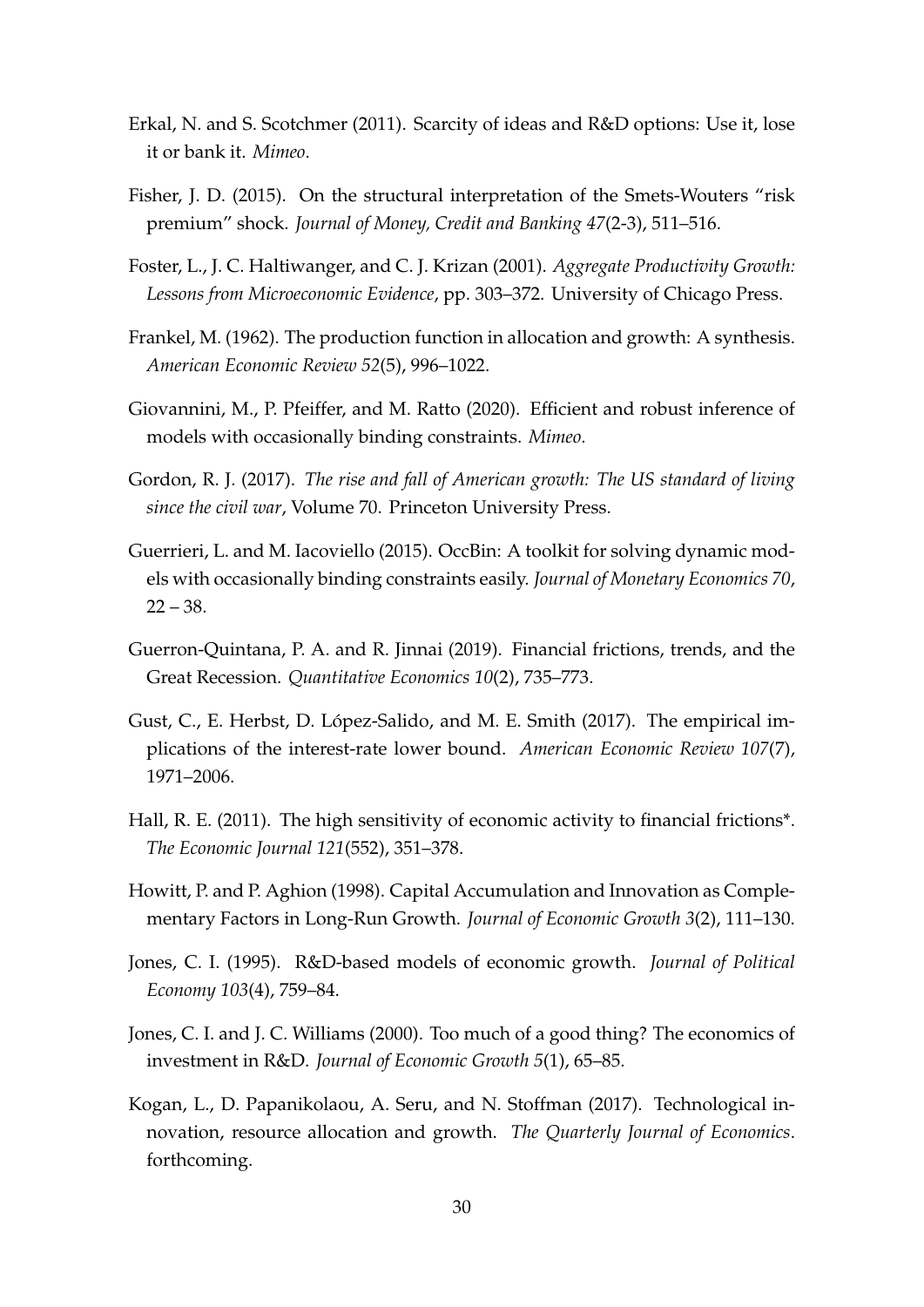Erkal, N. and S. Scotchmer (2011). Scarcity of ideas and R&D options: Use it, lose it or bank it. *Mimeo*.

Fisher, J. D. (2015). On the structural interpretation of the Smets-Wouters "risk premium" shock. *Journal of Money, Credit and Banking 47*(2-3), 511–516.

Foster, L., J. C. Haltiwanger, and C. J. Krizan (2001). *Aggregate Productivity Growth: Lessons from Microeconomic Evidence*, pp. 303–372. University of Chicago Press.

Frankel, M. (1962). The production function in allocation and growth: A synthesis. *American Economic Review 52*(5), 996–1022.

Giovannini, M., P. Pfeiffer, and M. Ratto (2020). Efficient and robust inference of models with occasionally binding constraints. *Mimeo*.

Gordon, R. J. (2017). *The rise and fall of American growth: The US standard of living since the civil war*, Volume 70. Princeton University Press.

Guerrieri, L. and M. Iacoviello (2015). OccBin: A toolkit for solving dynamic models with occasionally binding constraints easily. *Journal of Monetary Economics 70*, 22 – 38.

Guerron-Quintana, P. A. and R. Jinnai (2019). Financial frictions, trends, and the Great Recession. *Quantitative Economics 10*(2), 735–773.

Gust, C., E. Herbst, D. López-Salido, and M. E. Smith (2017). The empirical implications of the interest-rate lower bound. *American Economic Review 107*(7), 1971–2006.

Hall, R. E. (2011). The high sensitivity of economic activity to financial frictions*. *The Economic Journal 121*(552), 351–378.

Howitt, P. and P. Aghion (1998). Capital Accumulation and Innovation as Complementary Factors in Long-Run Growth. *Journal of Economic Growth 3*(2), 111–130.

Jones, C. I. (1995). R&D-based models of economic growth. *Journal of Political Economy 103*(4), 759–84.

Jones, C. I. and J. C. Williams (2000). Too much of a good thing? The economics of investment in R&D. *Journal of Economic Growth 5*(1), 65–85.

Kogan, L., D. Papanikolaou, A. Seru, and N. Stoffman (2017). Technological innovation, resource allocation and growth. *The Quarterly Journal of Economics*. forthcoming.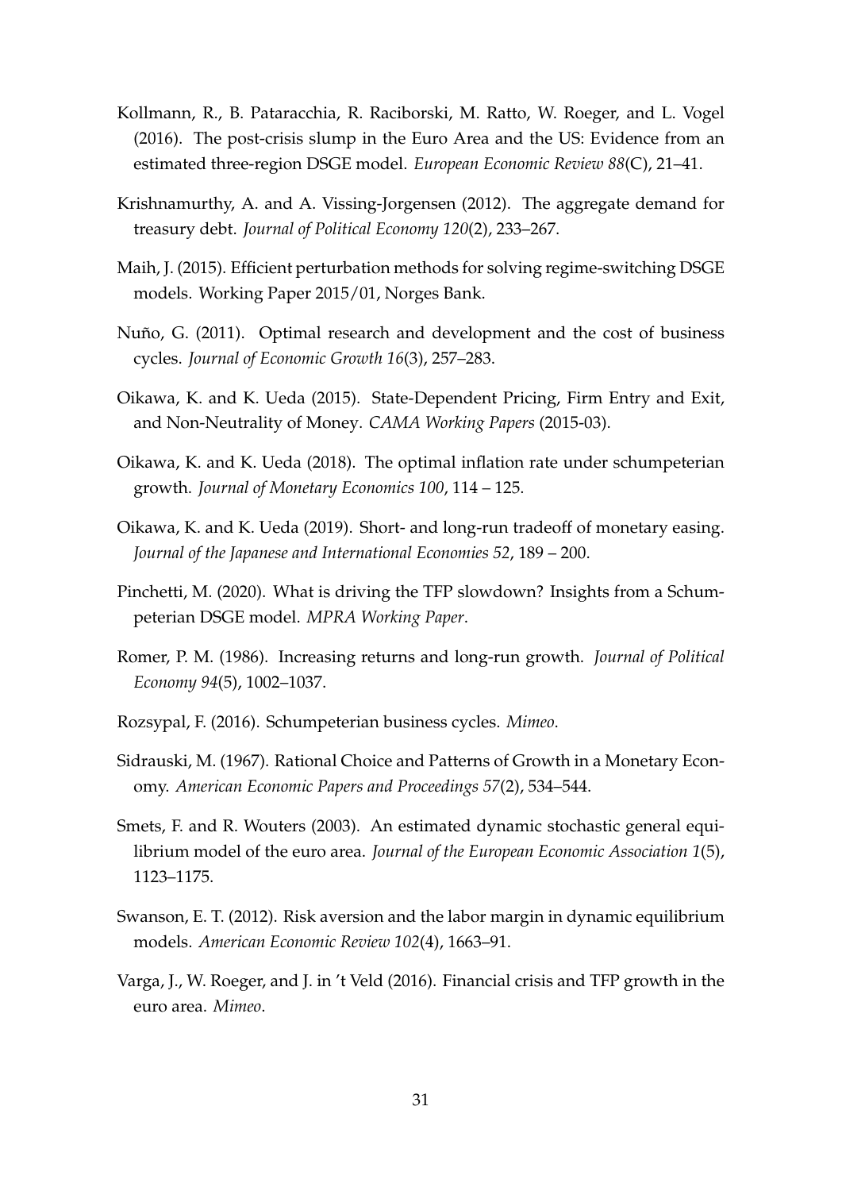Kollmann, R., B. Pataracchia, R. Raciborski, M. Ratto, W. Roeger, and L. Vogel (2016). The post-crisis slump in the Euro Area and the US: Evidence from an estimated three-region DSGE model. *European Economic Review 88*(C), 21–41.

Krishnamurthy, A. and A. Vissing-Jorgensen (2012). The aggregate demand for treasury debt. *Journal of Political Economy 120*(2), 233–267.

Maih, J. (2015). Efficient perturbation methods for solving regime-switching DSGE models. Working Paper 2015/01, Norges Bank.

Nuño, G. (2011). Optimal research and development and the cost of business cycles. *Journal of Economic Growth 16*(3), 257–283.

Oikawa, K. and K. Ueda (2015). State-Dependent Pricing, Firm Entry and Exit, and Non-Neutrality of Money. *CAMA Working Papers* (2015-03).

Oikawa, K. and K. Ueda (2018). The optimal inflation rate under schumpeterian growth. *Journal of Monetary Economics 100*, 114 – 125.

Oikawa, K. and K. Ueda (2019). Short- and long-run tradeoff of monetary easing. *Journal of the Japanese and International Economies 52*, 189 – 200.

Pinchetti, M. (2020). What is driving the TFP slowdown? Insights from a Schumpeterian DSGE model. *MPRA Working Paper*.

Romer, P. M. (1986). Increasing returns and long-run growth. *Journal of Political Economy 94*(5), 1002–1037.

Rozsypal, F. (2016). Schumpeterian business cycles. *Mimeo*.

Sidrauski, M. (1967). Rational Choice and Patterns of Growth in a Monetary Economy. *American Economic Papers and Proceedings 57*(2), 534–544.

Smets, F. and R. Wouters (2003). An estimated dynamic stochastic general equilibrium model of the euro area. *Journal of the European Economic Association 1*(5), 1123–1175.

Swanson, E. T. (2012). Risk aversion and the labor margin in dynamic equilibrium models. *American Economic Review 102*(4), 1663–91.

Varga, J., W. Roeger, and J. in 't Veld (2016). Financial crisis and TFP growth in the euro area. *Mimeo*.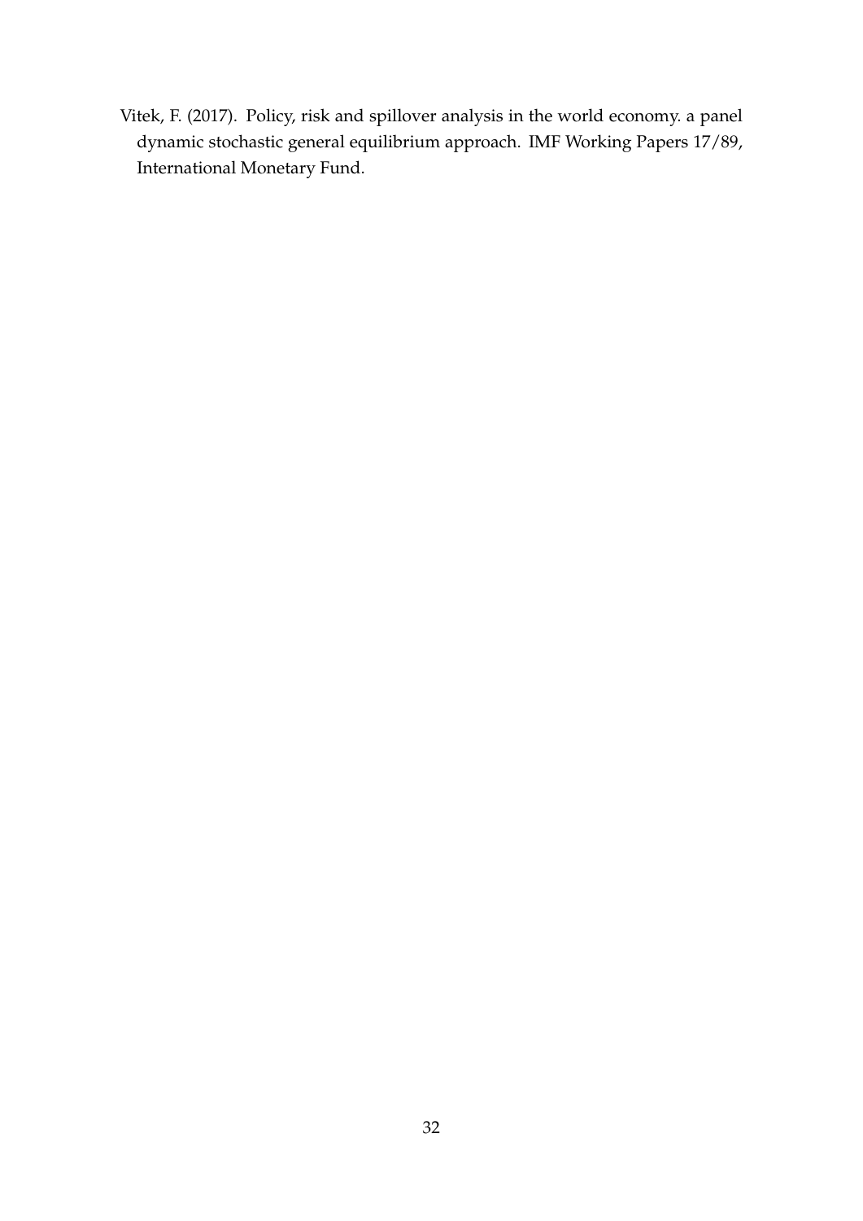Vitek, F. (2017). Policy, risk and spillover analysis in the world economy. a panel dynamic stochastic general equilibrium approach. IMF Working Papers 17/89, International Monetary Fund.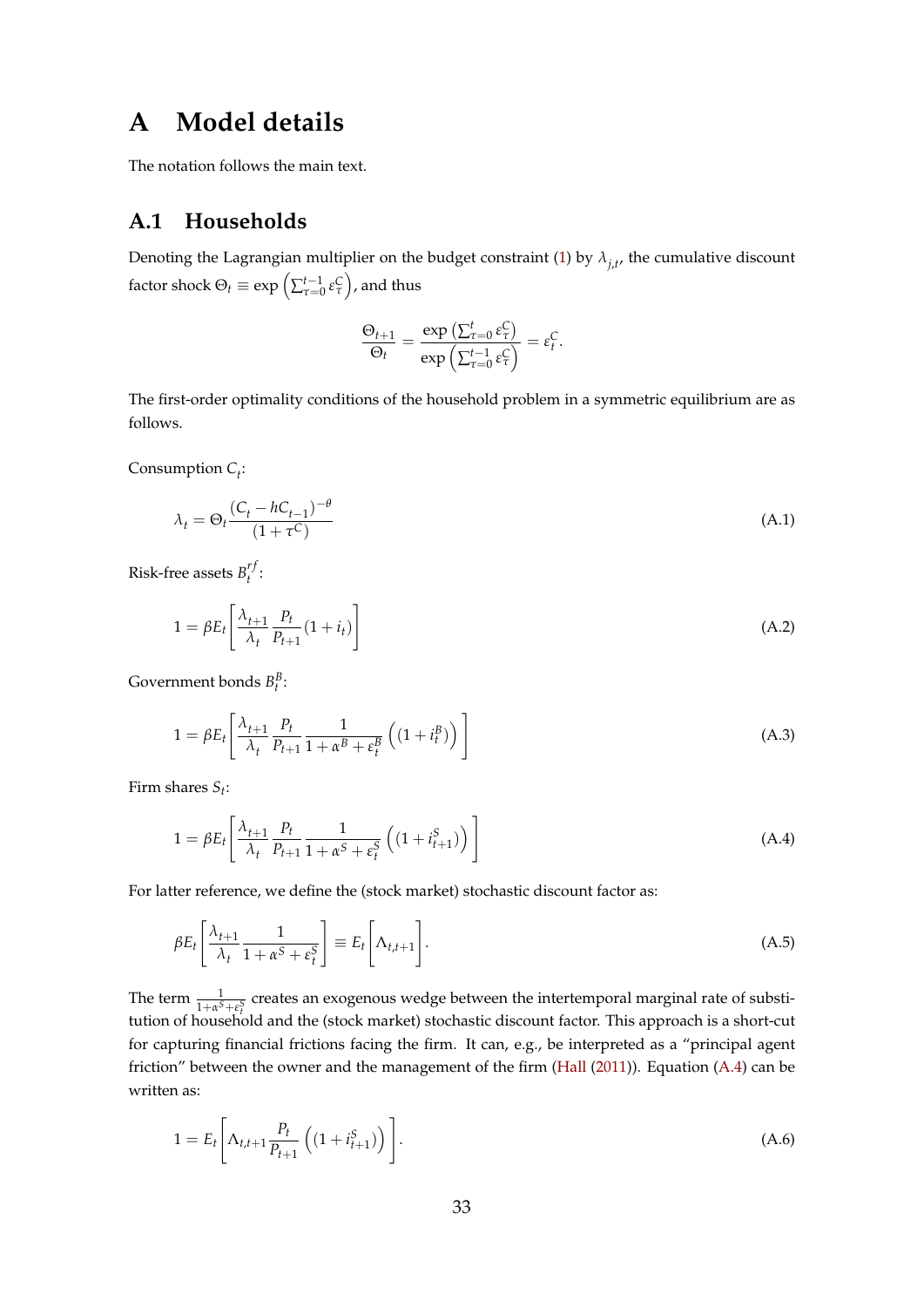# A Model details

The notation follows the main text.

## A.1 Households

Denoting the Lagrangian multiplier on the budget constraint (1) by $\lambda_{j,t}$, the cumulative discount factor shock $\Theta_t \equiv \exp\left(\sum_{\tau=0}^{t-1} \varepsilon_\tau^C\right)$, and thus

$$\frac{\Theta_{t+1}}{\Theta_t} = \frac{\exp\left(\sum_{\tau=0}^{t} \varepsilon_\tau^C\right)}{\exp\left(\sum_{\tau=0}^{t-1} \varepsilon_\tau^C\right)} = \varepsilon_t^C.$$

The first-order optimality conditions of the household problem in a symmetric equilibrium are as follows.

Consumption $C_t$:

$$\lambda_t = \Theta_t \frac{(C_t - hC_{t-1})^{-\theta}}{(1+\tau^C)} \tag{A.1}$$

Risk-free assets $B_t^{rf}$:

$$1 = \beta E_t \left[ \frac{\lambda_{t+1}}{\lambda_t} \frac{P_t}{P_{t+1}} (1+i_t) \right] \tag{A.2}$$

Government bonds $B_t^B$:

$$1 = \beta E_t \left[ \frac{\lambda_{t+1}}{\lambda_t} \frac{P_t}{P_{t+1}} \frac{1}{1+\alpha^B + \varepsilon_t^B} \left( (1+i_t^B) \right) \right] \tag{A.3}$$

Firm shares $S_t$:

$$1 = \beta E_t \left[ \frac{\lambda_{t+1}}{\lambda_t} \frac{P_t}{P_{t+1}} \frac{1}{1+\alpha^S + \varepsilon_t^S} \left( (1+i_{t+1}^S) \right) \right] \tag{A.4}$$

For latter reference, we define the (stock market) stochastic discount factor as:

$$\beta E_t \left[ \frac{\lambda_{t+1}}{\lambda_t} \frac{1}{1+\alpha^S + \varepsilon_t^S} \right] \equiv E_t \left[ \Lambda_{t,t+1} \right]. \tag{A.5}$$

The term $\frac{1}{1+\alpha^S+\varepsilon_t^S}$ creates an exogenous wedge between the intertemporal marginal rate of substitution of household and the (stock market) stochastic discount factor. This approach is a short-cut for capturing financial frictions facing the firm. It can, e.g., be interpreted as a "principal agent friction" between the owner and the management of the firm (Hall (2011)). Equation (A.4) can be written as:

$$1 = E_t \left[ \Lambda_{t,t+1} \frac{P_t}{P_{t+1}} \left( (1+i_{t+1}^S) \right) \right]. \tag{A.6}$$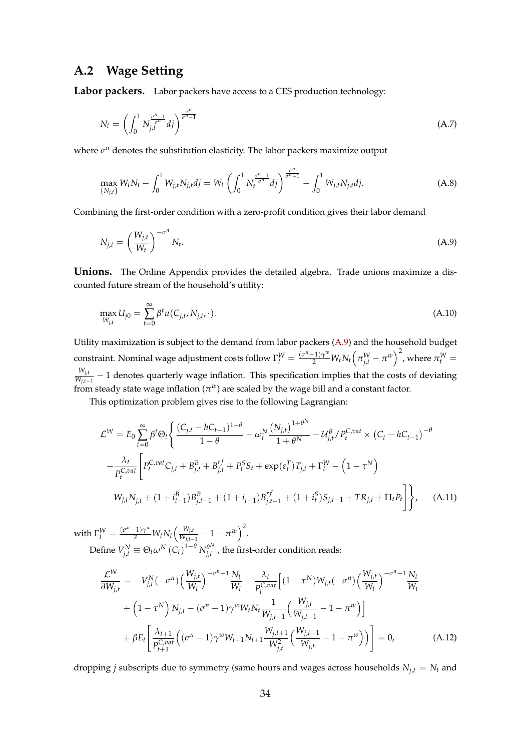## A.2 Wage Setting

**Labor packers.** Labor packers have access to a CES production technology:

$$N_t = \left( \int_0^1 N_{j,t}^{\frac{\sigma^n - 1}{\sigma^n}} dj \right)^{\frac{\sigma^n}{\sigma^n - 1}} \tag{A.7}$$

where $\sigma^n$ denotes the substitution elasticity. The labor packers maximize output

$$\max_{\{N_{j,t}\}} W_t N_t - \int_0^1 W_{j,t} N_{j,t} dj = W_t \left( \int_0^1 N_t^{\frac{\sigma^n - 1}{\sigma^n}} dj \right)^{\frac{\sigma^n}{\sigma^n - 1}} - \int_0^1 W_{j,t} N_{j,t} dj. \tag{A.8}$$

Combining the first-order condition with a zero-profit condition gives their labor demand

$$N_{j,t} = \left( \frac{W_{j,t}}{W_t} \right)^{-\sigma^n} N_t. \tag{A.9}$$

**Unions.** The Online Appendix provides the detailed algebra. Trade unions maximize a discounted future stream of the household's utility:

$$\max_{W_{j,t}} U_{j0} = \sum_{t=0}^{\infty} \beta^t u(C_{j,t}, N_{j,t}, \cdot). \tag{A.10}$$

Utility maximization is subject to the demand from labor packers (A.9) and the household budget constraint. Nominal wage adjustment costs follow $\Gamma_t^W = \frac{(\sigma^n - 1)\gamma^w}{2} W_t N_t \left( \pi_{j,t}^W - \pi^w \right)^2$, where $\pi_t^W = \frac{W_{j,t}}{W_{j,t-1}} - 1$ denotes quarterly wage inflation. This specification implies that the costs of deviating from steady state wage inflation ($\pi^w$) are scaled by the wage bill and a constant factor.

This optimization problem gives rise to the following Lagrangian:

$$\begin{aligned}
\mathcal{L}^W = E_0 \sum_{t=0}^{\infty} \beta^t \Theta_t \Bigg\{ & \frac{(C_{j,t} - hC_{t-1})^{1-\theta}}{1-\theta} - \omega_t^N \frac{(N_{j,t})^{1+\theta^N}}{1+\theta^N} - \mathcal{U}_{j,t}^B / P_t^{C,vat} \times (C_t - hC_{t-1})^{-\theta} \\
& - \frac{\lambda_t}{P_t^{C,vat}} \Bigg[ P_t^{C,vat} C_{j,t} + B_{j,t}^B + B_{j,t}^{rf} + P_t^S S_t + \exp(\varepsilon_t^T) T_{j,t} + \Gamma_t^W - \left(1 - \tau^N\right) \\
& W_{j,t} N_{j,t} + (1 + i_{t-1}^B) B_{j,t-1}^B + (1 + i_{t-1}) B_{j,t-1}^{rf} + (1 + i_t^S) S_{j,t-1} + TR_{j,t} + \Pi_t P_t \Bigg] \Bigg\},
\end{aligned} \tag{A.11}$$

with $\Gamma_t^W = \frac{(\sigma^n - 1)\gamma^w}{2} W_t N_t \left( \frac{W_{j,t}}{W_{j,t-1}} - 1 - \pi^w \right)^2$.

Define $V_{j,t}^N \equiv \Theta_t \omega^N (C_t)^{1-\theta} N_{j,t}^{\theta^N}$, the first-order condition reads:

$$\begin{aligned}
\frac{\mathcal{L}^W}{\partial W_{j,t}} = & -V_{j,t}^N (-\sigma^n) \left( \frac{W_{j,t}}{W_t} \right)^{-\sigma^n - 1} \frac{N_t}{W_t} + \frac{\lambda_t}{P_t^{C,vat}} \Big[ (1 - \tau^N) W_{j,t} (-\sigma^n) \left( \frac{W_{j,t}}{W_t} \right)^{-\sigma^n - 1} \frac{N_t}{W_t} \\
& + \left(1 - \tau^N\right) N_{j,t} - (\sigma^n - 1) \gamma^w W_t N_t \frac{1}{W_{j,t-1}} \left( \frac{W_{j,t}}{W_{j,t-1}} - 1 - \pi^w \right) \Big] \\
& + \beta E_t \left[ \frac{\lambda_{t+1}}{P_{t+1}^{C,vat}} \left( (\sigma^n - 1) \gamma^w W_{t+1} N_{t+1} \frac{W_{j,t+1}}{W_{j,t}^2} \left( \frac{W_{j,t+1}}{W_{j,t}} - 1 - \pi^w \right) \right) \right] = 0,
\end{aligned} \tag{A.12}$$

dropping $j$ subscripts due to symmetry (same hours and wages across households $N_{j,t} = N_t$ and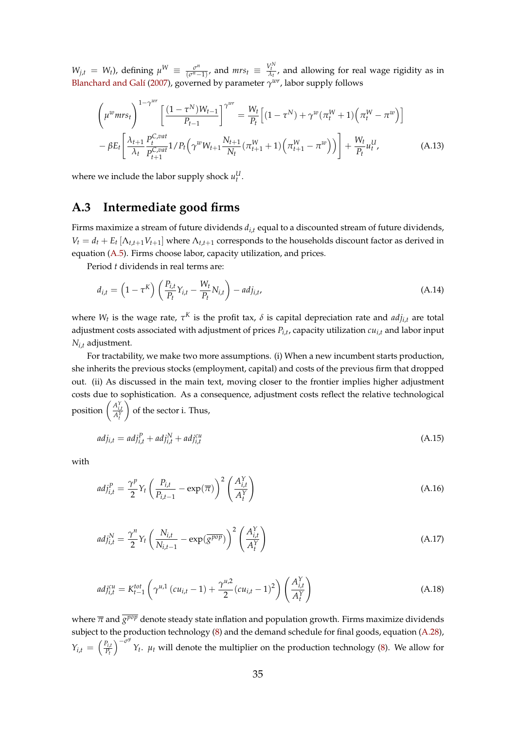$W_{j,t} = W_t$), defining $\mu^W \equiv \frac{\sigma^n}{(\sigma^n - 1)}$, and $mrs_t \equiv \frac{V_t^N}{\lambda_t}$, and allowing for real wage rigidity as in Blanchard and Galí (2007), governed by parameter $\gamma^{wr}$, labor supply follows

$$\left(\mu^w mrs_t\right)^{1-\gamma^{wr}} \left[\frac{(1-\tau^N)W_{t-1}}{P_{t-1}}\right]^{\gamma^{wr}} = \frac{W_t}{P_t}\Big[(1-\tau^N) + \gamma^w(\pi_t^W + 1)\Big(\pi_t^W - \pi^w\Big)\Big]$$
$$- \beta E_t\left[\frac{\lambda_{t+1}}{\lambda_t}\frac{P_t^{C,vat}}{P_{t+1}^{C,vat}} 1/P_t\Big(\gamma^w W_{t+1}\frac{N_{t+1}}{N_t}(\pi_{t+1}^W + 1)\Big(\pi_{t+1}^W - \pi^w\Big)\Big)\right] + \frac{W_t}{P_t}u_t^U, \tag{A.13}$$

where we include the labor supply shock $u_t^U$.

## A.3 Intermediate good firms

Firms maximize a stream of future dividends $d_{i,t}$ equal to a discounted stream of future dividends, $V_t = d_t + E_t\left[\Lambda_{t,t+1}V_{t+1}\right]$ where $\Lambda_{t,t+1}$ corresponds to the households discount factor as derived in equation (A.5). Firms choose labor, capacity utilization, and prices.

Period $t$ dividends in real terms are:

$$d_{i,t} = \left(1 - \tau^K\right)\left(\frac{P_{i,t}}{P_t}Y_{i,t} - \frac{W_t}{P_t}N_{i,t}\right) - adj_{i,t}, \tag{A.14}$$

where $W_t$ is the wage rate, $\tau^K$ is the profit tax, $\delta$ is capital depreciation rate and $adj_{i,t}$ are total adjustment costs associated with adjustment of prices $P_{i,t}$, capacity utilization $cu_{i,t}$ and labor input $N_{i,t}$ adjustment.

For tractability, we make two more assumptions. (i) When a new incumbent starts production, she inherits the previous stocks (employment, capital) and costs of the previous firm that dropped out. (ii) As discussed in the main text, moving closer to the frontier implies higher adjustment costs due to sophistication. As a consequence, adjustment costs reflect the relative technological position $\left(\frac{A_{i,t}^Y}{A_t^Y}\right)$ of the sector i. Thus,

$$adj_{i,t} = adj_{i,t}^P + adj_{i,t}^N + adj_{i,t}^{cu} \tag{A.15}$$

with

$$adj_{i,t}^P = \frac{\gamma^p}{2}Y_t\left(\frac{P_{i,t}}{P_{i,t-1}} - \exp(\overline{\pi})\right)^2\left(\frac{A_{i,t}^Y}{A_t^Y}\right) \tag{A.16}$$

$$adj_{i,t}^N = \frac{\gamma^n}{2}Y_t\left(\frac{N_{i,t}}{N_{i,t-1}} - \exp(\overline{g^{pop}})\right)^2\left(\frac{A_{i,t}^Y}{A_t^Y}\right) \tag{A.17}$$

$$adj_{i,t}^{cu} = K_{t-1}^{tot}\left(\gamma^{u,1}\left(cu_{i,t} - 1\right) + \frac{\gamma^{u,2}}{2}\left(cu_{i,t} - 1\right)^2\right)\left(\frac{A_{i,t}^Y}{A_t^Y}\right) \tag{A.18}$$

where $\overline{\pi}$ and $\overline{g^{pop}}$ denote steady state inflation and population growth. Firms maximize dividends subject to the production technology (8) and the demand schedule for final goods, equation (A.28), $Y_{i,t} = \left(\frac{P_{i,t}}{P_t}\right)^{-\sigma^y} Y_t$. $\mu_t$ will denote the multiplier on the production technology (8). We allow for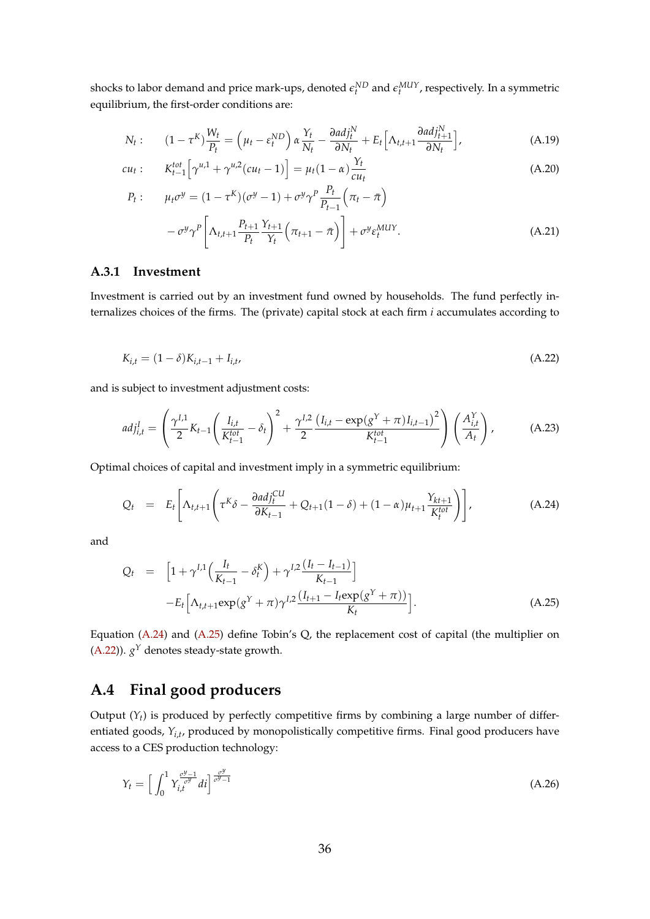shocks to labor demand and price mark-ups, denoted $\epsilon_t^{ND}$ and $\epsilon_t^{MUY}$, respectively. In a symmetric equilibrium, the first-order conditions are:

$$N_t: \quad (1-\tau^K)\frac{W_t}{P_t} = \left(\mu_t - \epsilon_t^{ND}\right)\alpha\frac{Y_t}{N_t} - \frac{\partial adj_t^N}{\partial N_t} + E_t\left[\Lambda_{t,t+1}\frac{\partial adj_{t+1}^N}{\partial N_t}\right], \tag{A.19}$$

$$cu_t: \quad K_{t-1}^{tot}\left[\gamma^{u,1} + \gamma^{u,2}(cu_t - 1)\right] = \mu_t(1-\alpha)\frac{Y_t}{cu_t} \tag{A.20}$$

$$\begin{aligned} P_t: \quad \mu_t\sigma^y &= (1-\tau^K)(\sigma^y - 1) + \sigma^y\gamma^P\frac{P_t}{P_{t-1}}\left(\pi_t - \bar{\pi}\right) \\ &- \sigma^y\gamma^P\left[\Lambda_{t,t+1}\frac{P_{t+1}}{P_t}\frac{Y_{t+1}}{Y_t}\left(\pi_{t+1} - \bar{\pi}\right)\right] + \sigma^y\epsilon_t^{MUY}. \end{aligned} \tag{A.21}$$

### A.3.1 Investment

Investment is carried out by an investment fund owned by households. The fund perfectly internalizes choices of the firms. The (private) capital stock at each firm $i$ accumulates according to

$$K_{i,t} = (1-\delta)K_{i,t-1} + I_{i,t}, \tag{A.22}$$

and is subject to investment adjustment costs:

$$adj_{i,t}^I = \left(\frac{\gamma^{I,1}}{2}K_{t-1}\left(\frac{I_{i,t}}{K_{t-1}^{tot}} - \delta_t\right)^2 + \frac{\gamma^{I,2}}{2}\frac{\left(I_{i,t} - \exp(g^Y + \pi)I_{i,t-1}\right)^2}{K_{t-1}^{tot}}\right)\left(\frac{A_{i,t}^Y}{A_t}\right), \tag{A.23}$$

Optimal choices of capital and investment imply in a symmetric equilibrium:

$$Q_t = E_t\left[\Lambda_{t,t+1}\left(\tau^K\delta - \frac{\partial adj_t^{CU}}{\partial K_{t-1}} + Q_{t+1}(1-\delta) + (1-\alpha)\mu_{t+1}\frac{Y_{kt+1}}{K_t^{tot}}\right)\right], \tag{A.24}$$

and

$$\begin{aligned} Q_t &= \left[1 + \gamma^{I,1}\left(\frac{I_t}{K_{t-1}} - \delta_t^K\right) + \gamma^{I,2}\frac{(I_t - I_{t-1})}{K_{t-1}}\right] \\ &- E_t\left[\Lambda_{t,t+1}\exp(g^Y + \pi)\gamma^{I,2}\frac{(I_{t+1} - I_t\exp(g^Y + \pi))}{K_t}\right]. \end{aligned} \tag{A.25}$$

Equation (A.24) and (A.25) define Tobin's Q, the replacement cost of capital (the multiplier on (A.22)). $g^Y$ denotes steady-state growth.

## A.4 Final good producers

Output ($Y_t$) is produced by perfectly competitive firms by combining a large number of differentiated goods, $Y_{i,t}$, produced by monopolistically competitive firms. Final good producers have access to a CES production technology:

$$Y_t = \left[\int_0^1 Y_{i,t}^{\frac{\sigma^y - 1}{\sigma^y}} di\right]^{\frac{\sigma^y}{\sigma^y - 1}} \tag{A.26}$$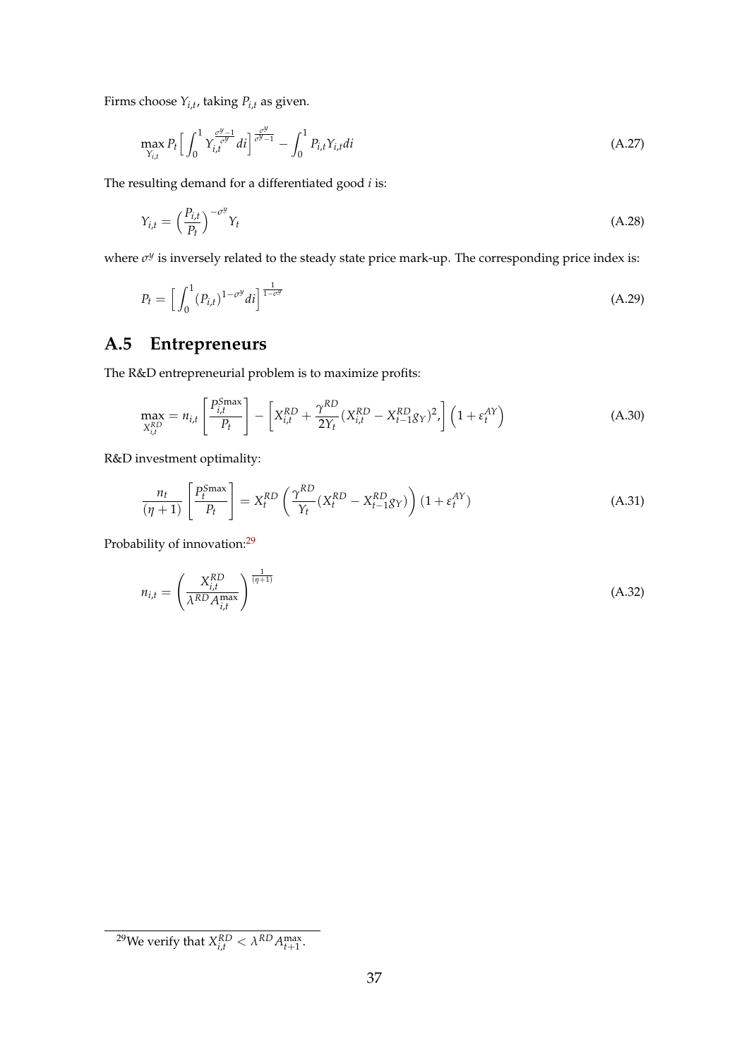Firms choose $Y_{i,t}$, taking $P_{i,t}$ as given.

$$\max_{Y_{i,t}} P_t \Big[ \int_0^1 Y_{i,t}^{\frac{\sigma^y - 1}{\sigma^y}} di \Big]^{\frac{\sigma^y}{\sigma^y - 1}} - \int_0^1 P_{i,t} Y_{i,t} di \tag{A.27}$$

The resulting demand for a differentiated good $i$ is:

$$Y_{i,t} = \Big( \frac{P_{i,t}}{P_t} \Big)^{-\sigma^y} Y_t \tag{A.28}$$

where $\sigma^y$ is inversely related to the steady state price mark-up. The corresponding price index is:

$$P_t = \Big[ \int_0^1 (P_{i,t})^{1-\sigma^y} di \Big]^{\frac{1}{1-\sigma^y}} \tag{A.29}$$

## A.5 Entrepreneurs

The R&D entrepreneurial problem is to maximize profits:

$$\max_{X_{i,t}^{RD}} = n_{i,t} \left[ \frac{P_{i,t}^{S\max}}{P_t} \right] - \left[ X_{i,t}^{RD} + \frac{\gamma^{RD}}{2Y_t} (X_{i,t}^{RD} - X_{t-1}^{RD} g_Y)^2, \right] \left( 1 + \varepsilon_t^{AY} \right) \tag{A.30}$$

R&D investment optimality:

$$\frac{n_t}{(\eta+1)} \left[ \frac{P_t^{S\max}}{P_t} \right] = X_t^{RD} \left( \frac{\gamma^{RD}}{Y_t} (X_t^{RD} - X_{t-1}^{RD} g_Y) \right) (1 + \varepsilon_t^{AY}) \tag{A.31}$$

Probability of innovation:[29]

$$n_{i,t} = \left( \frac{X_{i,t}^{RD}}{\lambda^{RD} A_{i,t}^{\max}} \right)^{\frac{1}{(\eta+1)}} \tag{A.32}$$

[29] We verify that $X_{i,t}^{RD} < \lambda^{RD} A_{t+1}^{\max}$.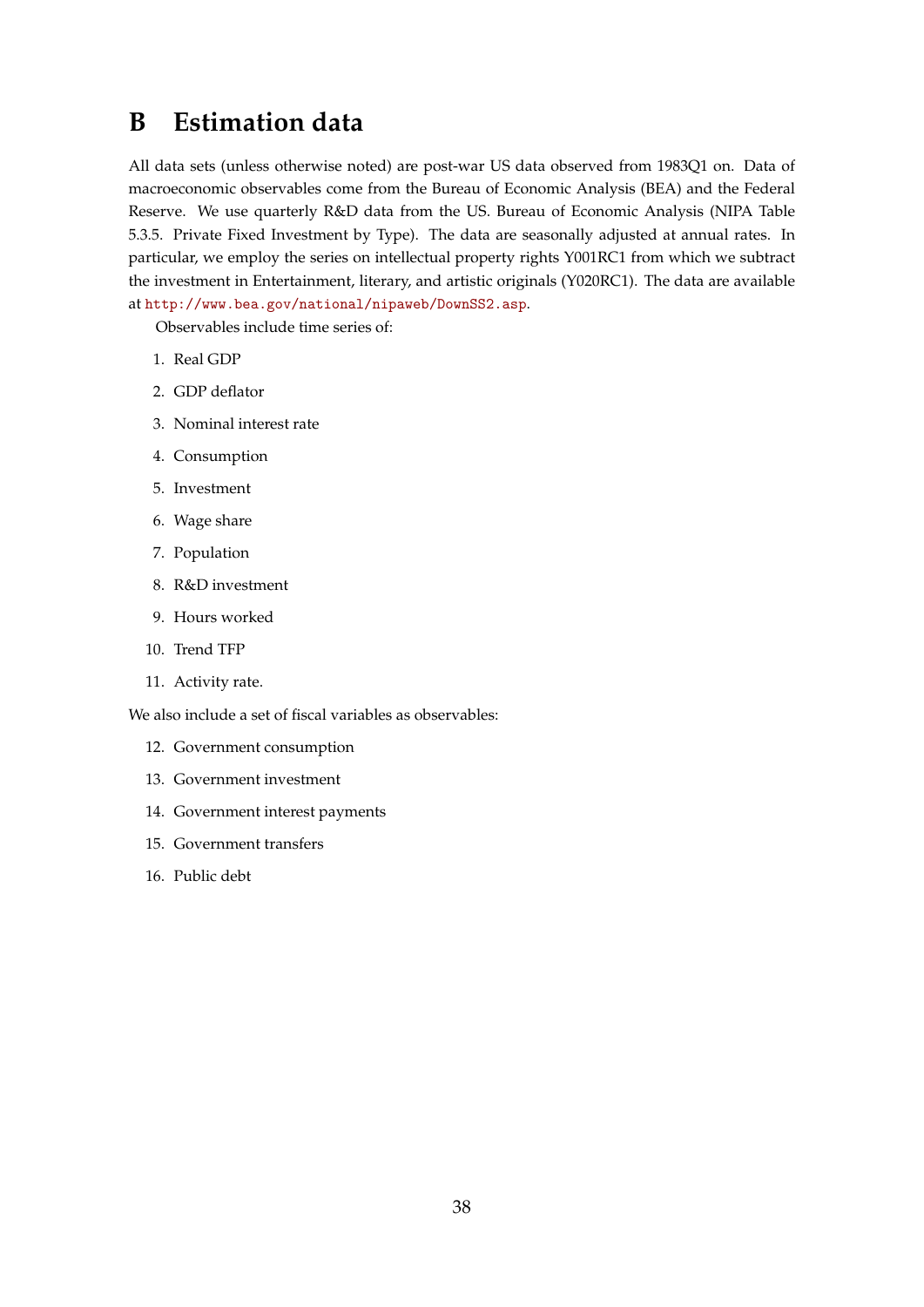# B Estimation data

All data sets (unless otherwise noted) are post-war US data observed from 1983Q1 on. Data of macroeconomic observables come from the Bureau of Economic Analysis (BEA) and the Federal Reserve. We use quarterly R&D data from the US. Bureau of Economic Analysis (NIPA Table 5.3.5. Private Fixed Investment by Type). The data are seasonally adjusted at annual rates. In particular, we employ the series on intellectual property rights Y001RC1 from which we subtract the investment in Entertainment, literary, and artistic originals (Y020RC1). The data are available at http://www.bea.gov/national/nipaweb/DownSS2.asp.

Observables include time series of:

1. Real GDP
2. GDP deflator
3. Nominal interest rate
4. Consumption
5. Investment
6. Wage share
7. Population
8. R&D investment
9. Hours worked
10. Trend TFP
11. Activity rate.

We also include a set of fiscal variables as observables:

12. Government consumption
13. Government investment
14. Government interest payments
15. Government transfers
16. Public debt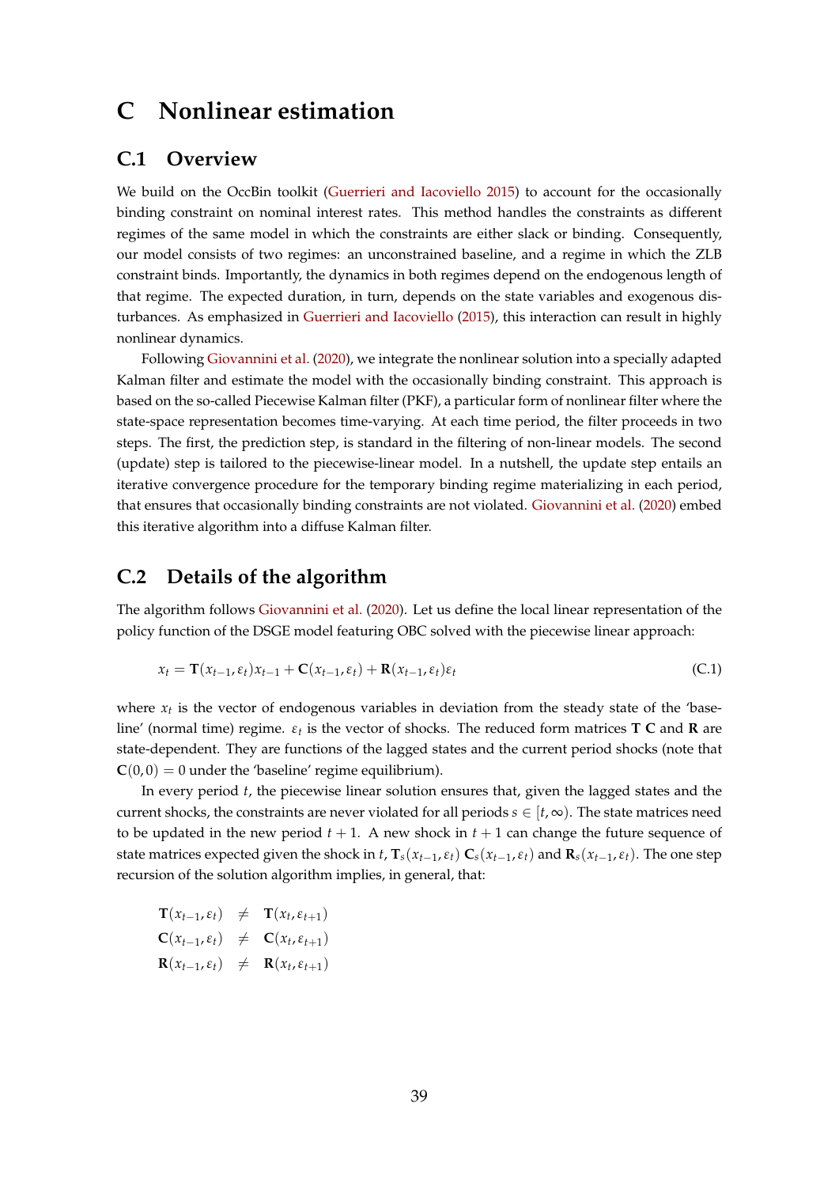# C Nonlinear estimation

## C.1 Overview

We build on the OccBin toolkit (Guerrieri and Iacoviello 2015) to account for the occasionally binding constraint on nominal interest rates. This method handles the constraints as different regimes of the same model in which the constraints are either slack or binding. Consequently, our model consists of two regimes: an unconstrained baseline, and a regime in which the ZLB constraint binds. Importantly, the dynamics in both regimes depend on the endogenous length of that regime. The expected duration, in turn, depends on the state variables and exogenous disturbances. As emphasized in Guerrieri and Iacoviello (2015), this interaction can result in highly nonlinear dynamics.

Following Giovannini et al. (2020), we integrate the nonlinear solution into a specially adapted Kalman filter and estimate the model with the occasionally binding constraint. This approach is based on the so-called Piecewise Kalman filter (PKF), a particular form of nonlinear filter where the state-space representation becomes time-varying. At each time period, the filter proceeds in two steps. The first, the prediction step, is standard in the filtering of non-linear models. The second (update) step is tailored to the piecewise-linear model. In a nutshell, the update step entails an iterative convergence procedure for the temporary binding regime materializing in each period, that ensures that occasionally binding constraints are not violated. Giovannini et al. (2020) embed this iterative algorithm into a diffuse Kalman filter.

## C.2 Details of the algorithm

The algorithm follows Giovannini et al. (2020). Let us define the local linear representation of the policy function of the DSGE model featuring OBC solved with the piecewise linear approach:

$$x_t = \mathbf{T}(x_{t-1}, \varepsilon_t)x_{t-1} + \mathbf{C}(x_{t-1}, \varepsilon_t) + \mathbf{R}(x_{t-1}, \varepsilon_t)\varepsilon_t \tag{C.1}$$

where $x_t$ is the vector of endogenous variables in deviation from the steady state of the 'baseline' (normal time) regime. $\varepsilon_t$ is the vector of shocks. The reduced form matrices $\mathbf{T}$ $\mathbf{C}$ and $\mathbf{R}$ are state-dependent. They are functions of the lagged states and the current period shocks (note that $\mathbf{C}(0, 0) = 0$ under the 'baseline' regime equilibrium).

In every period $t$, the piecewise linear solution ensures that, given the lagged states and the current shocks, the constraints are never violated for all periods $s \in [t, \infty)$. The state matrices need to be updated in the new period $t+1$. A new shock in $t+1$ can change the future sequence of state matrices expected given the shock in $t$, $\mathbf{T}_s(x_{t-1}, \varepsilon_t)$ $\mathbf{C}_s(x_{t-1}, \varepsilon_t)$ and $\mathbf{R}_s(x_{t-1}, \varepsilon_t)$. The one step recursion of the solution algorithm implies, in general, that:

$$\begin{aligned}
\mathbf{T}(x_{t-1}, \varepsilon_t) &\neq \mathbf{T}(x_t, \varepsilon_{t+1}) \\
\mathbf{C}(x_{t-1}, \varepsilon_t) &\neq \mathbf{C}(x_t, \varepsilon_{t+1}) \\
\mathbf{R}(x_{t-1}, \varepsilon_t) &\neq \mathbf{R}(x_t, \varepsilon_{t+1})
\end{aligned}$$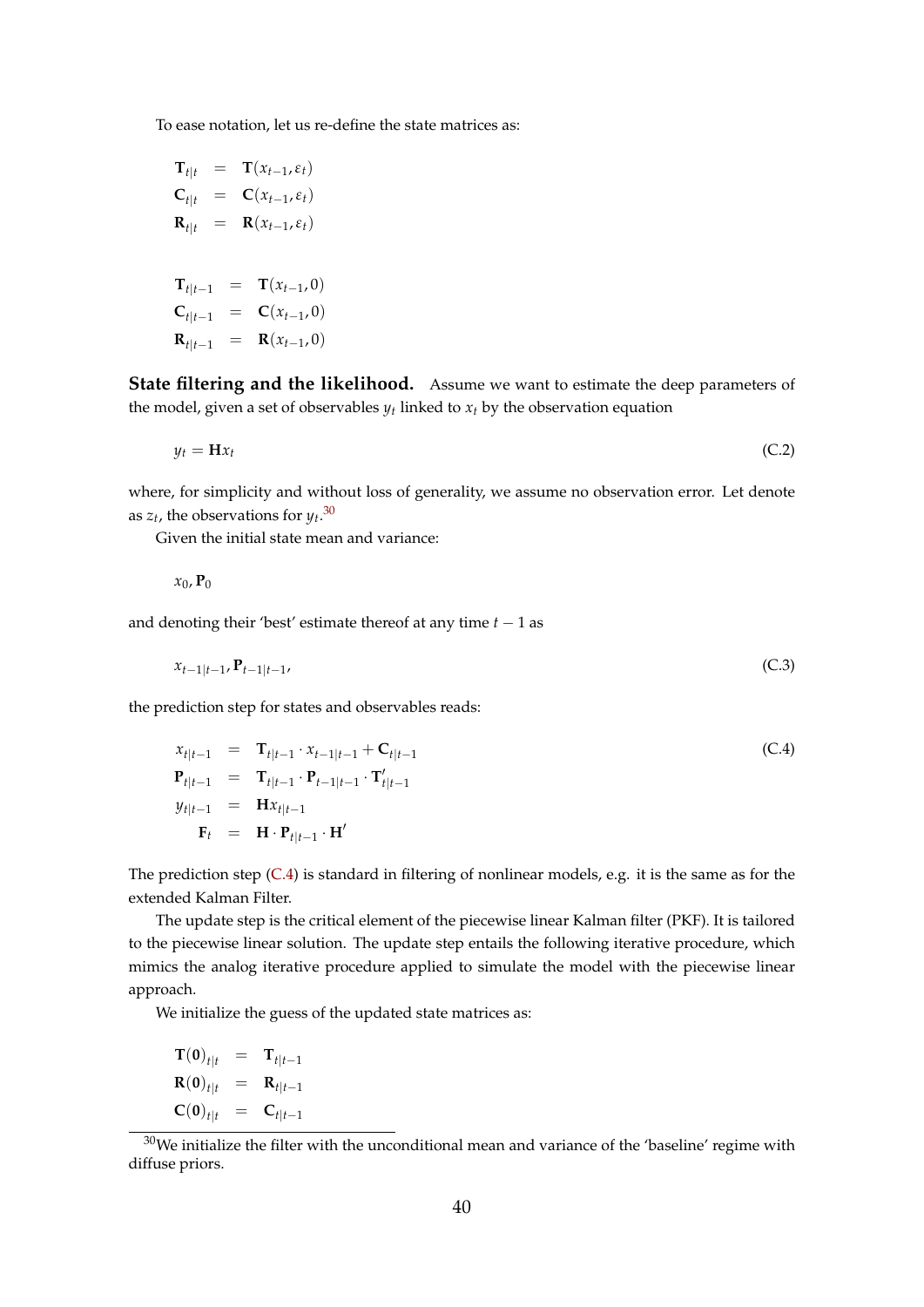To ease notation, let us re-define the state matrices as:

$$
\begin{aligned}
\mathbf{T}_{t|t} &= \mathbf{T}(x_{t-1}, \varepsilon_t) \\
\mathbf{C}_{t|t} &= \mathbf{C}(x_{t-1}, \varepsilon_t) \\
\mathbf{R}_{t|t} &= \mathbf{R}(x_{t-1}, \varepsilon_t)
\end{aligned}
$$

$$
\begin{aligned}
\mathbf{T}_{t|t-1} &= \mathbf{T}(x_{t-1}, 0) \\
\mathbf{C}_{t|t-1} &= \mathbf{C}(x_{t-1}, 0) \\
\mathbf{R}_{t|t-1} &= \mathbf{R}(x_{t-1}, 0)
\end{aligned}
$$

**State filtering and the likelihood.** Assume we want to estimate the deep parameters of the model, given a set of observables $y_t$ linked to $x_t$ by the observation equation

$$
y_t = \mathbf{H} x_t \tag{C.2}
$$

where, for simplicity and without loss of generality, we assume no observation error. Let denote as $z_t$, the observations for $y_t$.[30]

Given the initial state mean and variance:

$$
x_0, \mathbf{P}_0
$$

and denoting their 'best' estimate thereof at any time $t-1$ as

$$
x_{t-1|t-1}, \mathbf{P}_{t-1|t-1}, \tag{C.3}
$$

the prediction step for states and observables reads:

$$
\begin{aligned}
x_{t|t-1} &= \mathbf{T}_{t|t-1} \cdot x_{t-1|t-1} + \mathbf{C}_{t|t-1} \\
\mathbf{P}_{t|t-1} &= \mathbf{T}_{t|t-1} \cdot \mathbf{P}_{t-1|t-1} \cdot \mathbf{T}'_{t|t-1} \\
y_{t|t-1} &= \mathbf{H} x_{t|t-1} \\
\mathbf{F}_t &= \mathbf{H} \cdot \mathbf{P}_{t|t-1} \cdot \mathbf{H}'
\end{aligned} \tag{C.4}
$$

The prediction step (C.4) is standard in filtering of nonlinear models, e.g. it is the same as for the extended Kalman Filter.

The update step is the critical element of the piecewise linear Kalman filter (PKF). It is tailored to the piecewise linear solution. The update step entails the following iterative procedure, which mimics the analog iterative procedure applied to simulate the model with the piecewise linear approach.

We initialize the guess of the updated state matrices as:

$$
\begin{aligned}
\mathbf{T}(\mathbf{0})_{t|t} &= \mathbf{T}_{t|t-1} \\
\mathbf{R}(\mathbf{0})_{t|t} &= \mathbf{R}_{t|t-1} \\
\mathbf{C}(\mathbf{0})_{t|t} &= \mathbf{C}_{t|t-1}
\end{aligned}
$$

[30] We initialize the filter with the unconditional mean and variance of the 'baseline' regime with diffuse priors.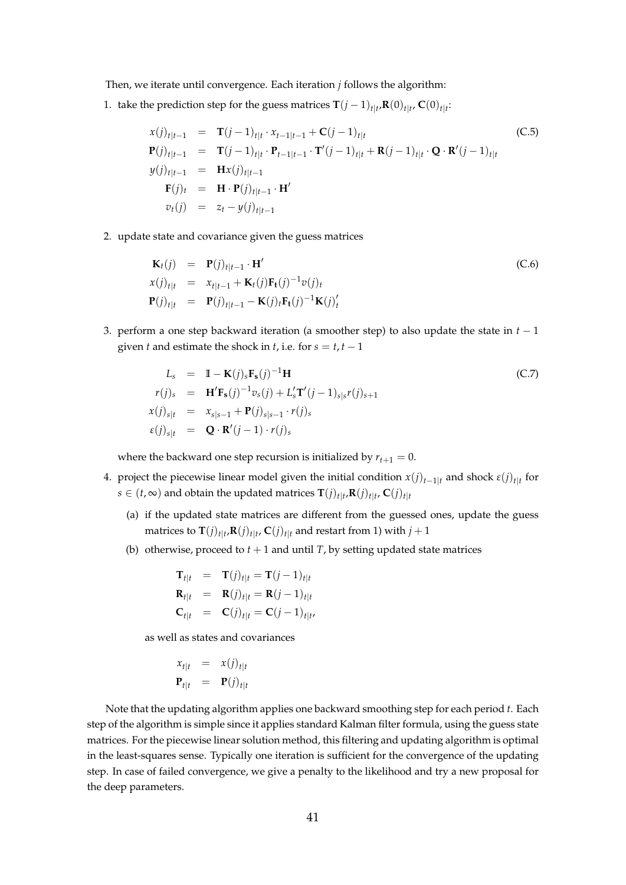Then, we iterate until convergence. Each iteration $j$ follows the algorithm:

1. take the prediction step for the guess matrices $\mathbf{T}(j-1)_{t|t}$,$\mathbf{R}(0)_{t|t}$, $\mathbf{C}(0)_{t|t}$:

$$
\begin{aligned}
x(j)_{t|t-1} &= \mathbf{T}(j-1)_{t|t} \cdot x_{t-1|t-1} + \mathbf{C}(j-1)_{t|t} \\
\mathbf{P}(j)_{t|t-1} &= \mathbf{T}(j-1)_{t|t} \cdot \mathbf{P}_{t-1|t-1} \cdot \mathbf{T}'(j-1)_{t|t} + \mathbf{R}(j-1)_{t|t} \cdot \mathbf{Q} \cdot \mathbf{R}'(j-1)_{t|t} \\
y(j)_{t|t-1} &= \mathbf{H} x(j)_{t|t-1} \\
\mathbf{F}(j)_t &= \mathbf{H} \cdot \mathbf{P}(j)_{t|t-1} \cdot \mathbf{H}' \\
v_t(j) &= z_t - y(j)_{t|t-1}
\end{aligned}
\tag{C.5}
$$

2. update state and covariance given the guess matrices

$$
\begin{aligned}
\mathbf{K}_t(j) &= \mathbf{P}(j)_{t|t-1} \cdot \mathbf{H}' \\
x(j)_{t|t} &= x_{t|t-1} + \mathbf{K}_t(j) \mathbf{F}_t(j)^{-1} v(j)_t \\
\mathbf{P}(j)_{t|t} &= \mathbf{P}(j)_{t|t-1} - \mathbf{K}(j)_t \mathbf{F}_t(j)^{-1} \mathbf{K}(j)_t'
\end{aligned}
\tag{C.6}
$$

3. perform a one step backward iteration (a smoother step) to also update the state in $t-1$ given $t$ and estimate the shock in $t$, i.e. for $s = t, t-1$

$$
\begin{aligned}
L_s &= \mathbb{I} - \mathbf{K}(j)_s \mathbf{F}_s(j)^{-1} \mathbf{H} \\
r(j)_s &= \mathbf{H}' \mathbf{F}_s(j)^{-1} v_s(j) + L_s' \mathbf{T}'(j-1)_{s|s} r(j)_{s+1} \\
x(j)_{s|t} &= x_{s|s-1} + \mathbf{P}(j)_{s|s-1} \cdot r(j)_s \\
\varepsilon(j)_{s|t} &= \mathbf{Q} \cdot \mathbf{R}'(j-1) \cdot r(j)_s
\end{aligned}
\tag{C.7}
$$

   where the backward one step recursion is initialized by $r_{t+1} = 0$.

4. project the piecewise linear model given the initial condition $x(j)_{t-1|t}$ and shock $\varepsilon(j)_{t|t}$ for $s \in (t, \infty)$ and obtain the updated matrices $\mathbf{T}(j)_{t|t}$,$\mathbf{R}(j)_{t|t}$, $\mathbf{C}(j)_{t|t}$

   (a) if the updated state matrices are different from the guessed ones, update the guess matrices to $\mathbf{T}(j)_{t|t}$,$\mathbf{R}(j)_{t|t}$, $\mathbf{C}(j)_{t|t}$ and restart from 1) with $j+1$

   (b) otherwise, proceed to $t+1$ and until $T$, by setting updated state matrices

$$
\begin{aligned}
\mathbf{T}_{t|t} &= \mathbf{T}(j)_{t|t} = \mathbf{T}(j-1)_{t|t} \\
\mathbf{R}_{t|t} &= \mathbf{R}(j)_{t|t} = \mathbf{R}(j-1)_{t|t} \\
\mathbf{C}_{t|t} &= \mathbf{C}(j)_{t|t} = \mathbf{C}(j-1)_{t|t},
\end{aligned}
$$

   as well as states and covariances

$$
\begin{aligned}
x_{t|t} &= x(j)_{t|t} \\
\mathbf{P}_{t|t} &= \mathbf{P}(j)_{t|t}
\end{aligned}
$$

Note that the updating algorithm applies one backward smoothing step for each period $t$. Each step of the algorithm is simple since it applies standard Kalman filter formula, using the guess state matrices. For the piecewise linear solution method, this filtering and updating algorithm is optimal in the least-squares sense. Typically one iteration is sufficient for the convergence of the updating step. In case of failed convergence, we give a penalty to the likelihood and try a new proposal for the deep parameters.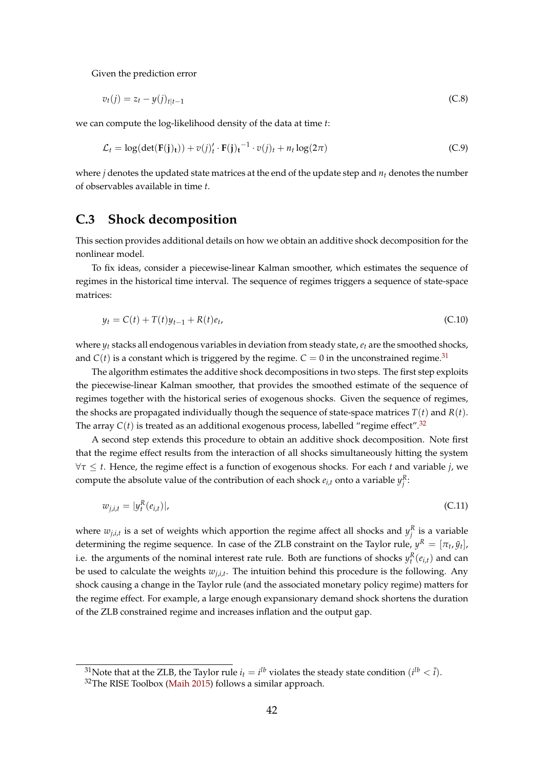Given the prediction error

$$v_t(j) = z_t - y(j)_{t|t-1} \tag{C.8}$$

we can compute the log-likelihood density of the data at time $t$:

$$\mathcal{L}_t = \log(\det(\mathbf{F}(\mathbf{j})_\mathbf{t})) + v(j)_t' \cdot \mathbf{F}(\mathbf{j})_\mathbf{t}^{-1} \cdot v(j)_t + n_t \log(2\pi) \tag{C.9}$$

where $j$ denotes the updated state matrices at the end of the update step and $n_t$ denotes the number of observables available in time $t$.

## C.3 Shock decomposition

This section provides additional details on how we obtain an additive shock decomposition for the nonlinear model.

To fix ideas, consider a piecewise-linear Kalman smoother, which estimates the sequence of regimes in the historical time interval. The sequence of regimes triggers a sequence of state-space matrices:

$$y_t = C(t) + T(t)y_{t-1} + R(t)e_t, \tag{C.10}$$

where $y_t$ stacks all endogenous variables in deviation from steady state, $e_t$ are the smoothed shocks, and $C(t)$ is a constant which is triggered by the regime. $C = 0$ in the unconstrained regime.[31]

The algorithm estimates the additive shock decompositions in two steps. The first step exploits the piecewise-linear Kalman smoother, that provides the smoothed estimate of the sequence of regimes together with the historical series of exogenous shocks. Given the sequence of regimes, the shocks are propagated individually though the sequence of state-space matrices $T(t)$ and $R(t)$. The array $C(t)$ is treated as an additional exogenous process, labelled "regime effect".[32]

A second step extends this procedure to obtain an additive shock decomposition. Note first that the regime effect results from the interaction of all shocks simultaneously hitting the system $\forall \tau \leq t$. Hence, the regime effect is a function of exogenous shocks. For each $t$ and variable $j$, we compute the absolute value of the contribution of each shock $e_{i,t}$ onto a variable $y_j^R$:

$$w_{j,i,t} = |y_t^R(e_{i,t})|, \tag{C.11}$$

where $w_{j,i,t}$ is a set of weights which apportion the regime affect all shocks and $y_j^R$ is a variable determining the regime sequence. In case of the ZLB constraint on the Taylor rule, $y^R = [\pi_t, \tilde{y}_t]$, i.e. the arguments of the nominal interest rate rule. Both are functions of shocks $y_t^R(e_{i,t})$ and can be used to calculate the weights $w_{j,i,t}$. The intuition behind this procedure is the following. Any shock causing a change in the Taylor rule (and the associated monetary policy regime) matters for the regime effect. For example, a large enough expansionary demand shock shortens the duration of the ZLB constrained regime and increases inflation and the output gap.

[31] Note that at the ZLB, the Taylor rule $i_t = i^{lb}$ violates the steady state condition ($i^{lb} < \bar{i}$).

[32] The RISE Toolbox (Maih 2015) follows a similar approach.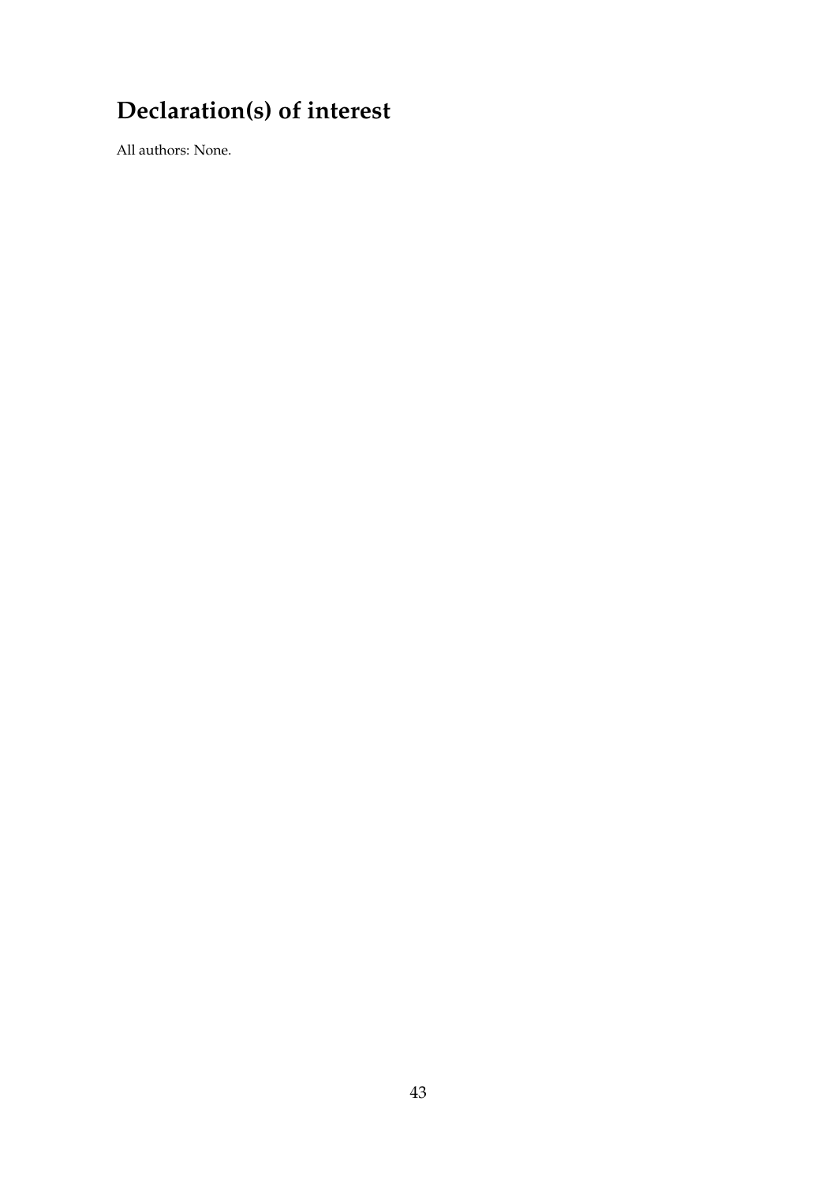# Declaration(s) of interest

All authors: None.